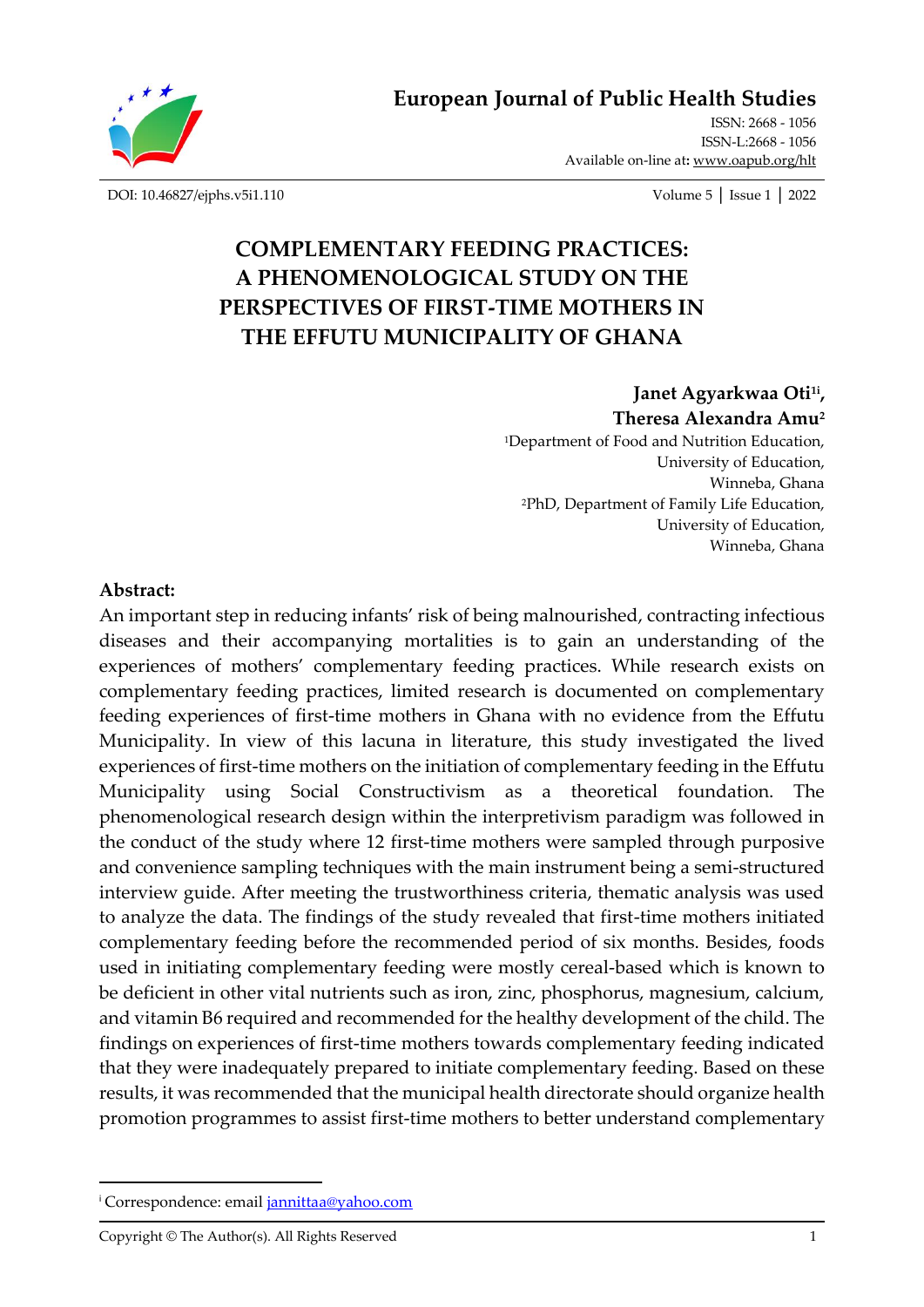# COMPLEMENTARY FEEDING PRACTICES: A PHENOMENOLOGICAL STUDY ON THE PERSPECTIVES OF FIRST-TIME MOTHERS IN THE EFFUTU MUNICIPALITY OF GHANA

**Janet Agyarkwaa Oti[1i], Theresa Alexandra Amu[2]**

[1]Department of Food and Nutrition Education, University of Education, Winneba, Ghana

[2]PhD, Department of Family Life Education, University of Education, Winneba, Ghana

**Abstract:**

An important step in reducing infants' risk of being malnourished, contracting infectious diseases and their accompanying mortalities is to gain an understanding of the experiences of mothers' complementary feeding practices. While research exists on complementary feeding practices, limited research is documented on complementary feeding experiences of first-time mothers in Ghana with no evidence from the Effutu Municipality. In view of this lacuna in literature, this study investigated the lived experiences of first-time mothers on the initiation of complementary feeding in the Effutu Municipality using Social Constructivism as a theoretical foundation. The phenomenological research design within the interpretivism paradigm was followed in the conduct of the study where 12 first-time mothers were sampled through purposive and convenience sampling techniques with the main instrument being a semi-structured interview guide. After meeting the trustworthiness criteria, thematic analysis was used to analyze the data. The findings of the study revealed that first-time mothers initiated complementary feeding before the recommended period of six months. Besides, foods used in initiating complementary feeding were mostly cereal-based which is known to be deficient in other vital nutrients such as iron, zinc, phosphorus, magnesium, calcium, and vitamin B6 required and recommended for the healthy development of the child. The findings on experiences of first-time mothers towards complementary feeding indicated that they were inadequately prepared to initiate complementary feeding. Based on these results, it was recommended that the municipal health directorate should organize health promotion programmes to assist first-time mothers to better understand complementary

---

[i] Correspondence: email jannittaa@yahoo.com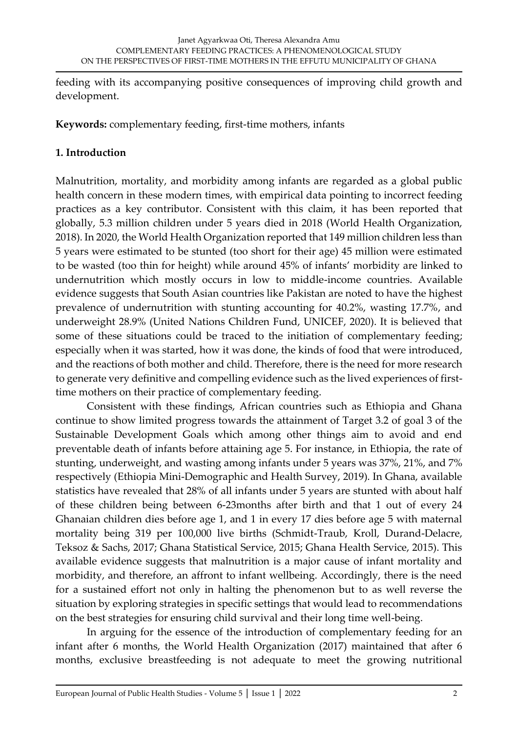feeding with its accompanying positive consequences of improving child growth and development.

**Keywords:** complementary feeding, first-time mothers, infants

## 1. Introduction

Malnutrition, mortality, and morbidity among infants are regarded as a global public health concern in these modern times, with empirical data pointing to incorrect feeding practices as a key contributor. Consistent with this claim, it has been reported that globally, 5.3 million children under 5 years died in 2018 (World Health Organization, 2018). In 2020, the World Health Organization reported that 149 million children less than 5 years were estimated to be stunted (too short for their age) 45 million were estimated to be wasted (too thin for height) while around 45% of infants' morbidity are linked to undernutrition which mostly occurs in low to middle-income countries. Available evidence suggests that South Asian countries like Pakistan are noted to have the highest prevalence of undernutrition with stunting accounting for 40.2%, wasting 17.7%, and underweight 28.9% (United Nations Children Fund, UNICEF, 2020). It is believed that some of these situations could be traced to the initiation of complementary feeding; especially when it was started, how it was done, the kinds of food that were introduced, and the reactions of both mother and child. Therefore, there is the need for more research to generate very definitive and compelling evidence such as the lived experiences of first-time mothers on their practice of complementary feeding.

Consistent with these findings, African countries such as Ethiopia and Ghana continue to show limited progress towards the attainment of Target 3.2 of goal 3 of the Sustainable Development Goals which among other things aim to avoid and end preventable death of infants before attaining age 5. For instance, in Ethiopia, the rate of stunting, underweight, and wasting among infants under 5 years was 37%, 21%, and 7% respectively (Ethiopia Mini-Demographic and Health Survey, 2019). In Ghana, available statistics have revealed that 28% of all infants under 5 years are stunted with about half of these children being between 6-23months after birth and that 1 out of every 24 Ghanaian children dies before age 1, and 1 in every 17 dies before age 5 with maternal mortality being 319 per 100,000 live births (Schmidt-Traub, Kroll, Durand-Delacre, Teksoz & Sachs, 2017; Ghana Statistical Service, 2015; Ghana Health Service, 2015). This available evidence suggests that malnutrition is a major cause of infant mortality and morbidity, and therefore, an affront to infant wellbeing. Accordingly, there is the need for a sustained effort not only in halting the phenomenon but to as well reverse the situation by exploring strategies in specific settings that would lead to recommendations on the best strategies for ensuring child survival and their long time well-being.

In arguing for the essence of the introduction of complementary feeding for an infant after 6 months, the World Health Organization (2017) maintained that after 6 months, exclusive breastfeeding is not adequate to meet the growing nutritional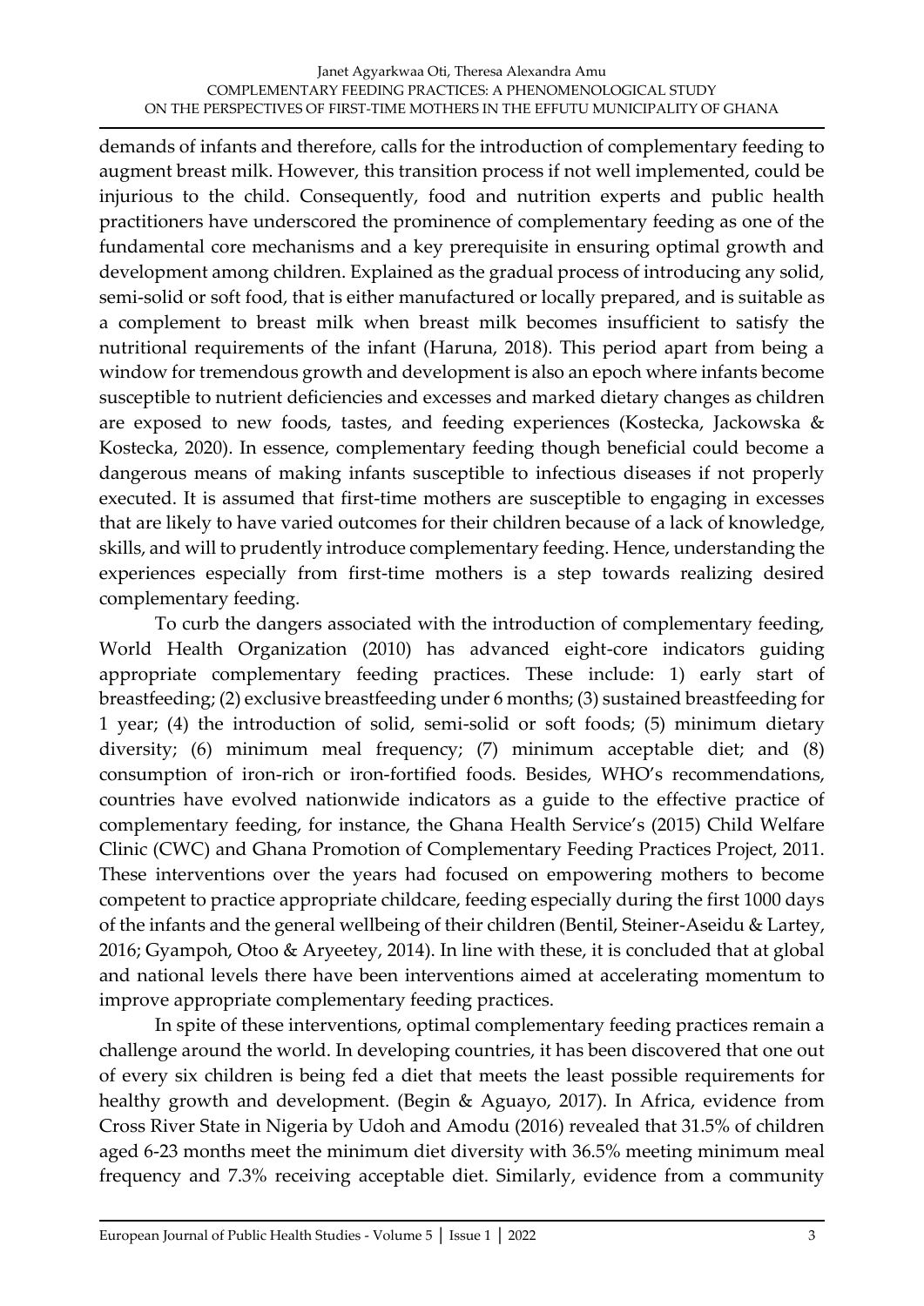demands of infants and therefore, calls for the introduction of complementary feeding to augment breast milk. However, this transition process if not well implemented, could be injurious to the child. Consequently, food and nutrition experts and public health practitioners have underscored the prominence of complementary feeding as one of the fundamental core mechanisms and a key prerequisite in ensuring optimal growth and development among children. Explained as the gradual process of introducing any solid, semi-solid or soft food, that is either manufactured or locally prepared, and is suitable as a complement to breast milk when breast milk becomes insufficient to satisfy the nutritional requirements of the infant (Haruna, 2018). This period apart from being a window for tremendous growth and development is also an epoch where infants become susceptible to nutrient deficiencies and excesses and marked dietary changes as children are exposed to new foods, tastes, and feeding experiences (Kostecka, Jackowska & Kostecka, 2020). In essence, complementary feeding though beneficial could become a dangerous means of making infants susceptible to infectious diseases if not properly executed. It is assumed that first-time mothers are susceptible to engaging in excesses that are likely to have varied outcomes for their children because of a lack of knowledge, skills, and will to prudently introduce complementary feeding. Hence, understanding the experiences especially from first-time mothers is a step towards realizing desired complementary feeding.

To curb the dangers associated with the introduction of complementary feeding, World Health Organization (2010) has advanced eight-core indicators guiding appropriate complementary feeding practices. These include: 1) early start of breastfeeding; (2) exclusive breastfeeding under 6 months; (3) sustained breastfeeding for 1 year; (4) the introduction of solid, semi-solid or soft foods; (5) minimum dietary diversity; (6) minimum meal frequency; (7) minimum acceptable diet; and (8) consumption of iron-rich or iron-fortified foods. Besides, WHO's recommendations, countries have evolved nationwide indicators as a guide to the effective practice of complementary feeding, for instance, the Ghana Health Service's (2015) Child Welfare Clinic (CWC) and Ghana Promotion of Complementary Feeding Practices Project, 2011. These interventions over the years had focused on empowering mothers to become competent to practice appropriate childcare, feeding especially during the first 1000 days of the infants and the general wellbeing of their children (Bentil, Steiner-Aseidu & Lartey, 2016; Gyampoh, Otoo & Aryeetey, 2014). In line with these, it is concluded that at global and national levels there have been interventions aimed at accelerating momentum to improve appropriate complementary feeding practices.

In spite of these interventions, optimal complementary feeding practices remain a challenge around the world. In developing countries, it has been discovered that one out of every six children is being fed a diet that meets the least possible requirements for healthy growth and development. (Begin & Aguayo, 2017). In Africa, evidence from Cross River State in Nigeria by Udoh and Amodu (2016) revealed that 31.5% of children aged 6-23 months meet the minimum diet diversity with 36.5% meeting minimum meal frequency and 7.3% receiving acceptable diet. Similarly, evidence from a community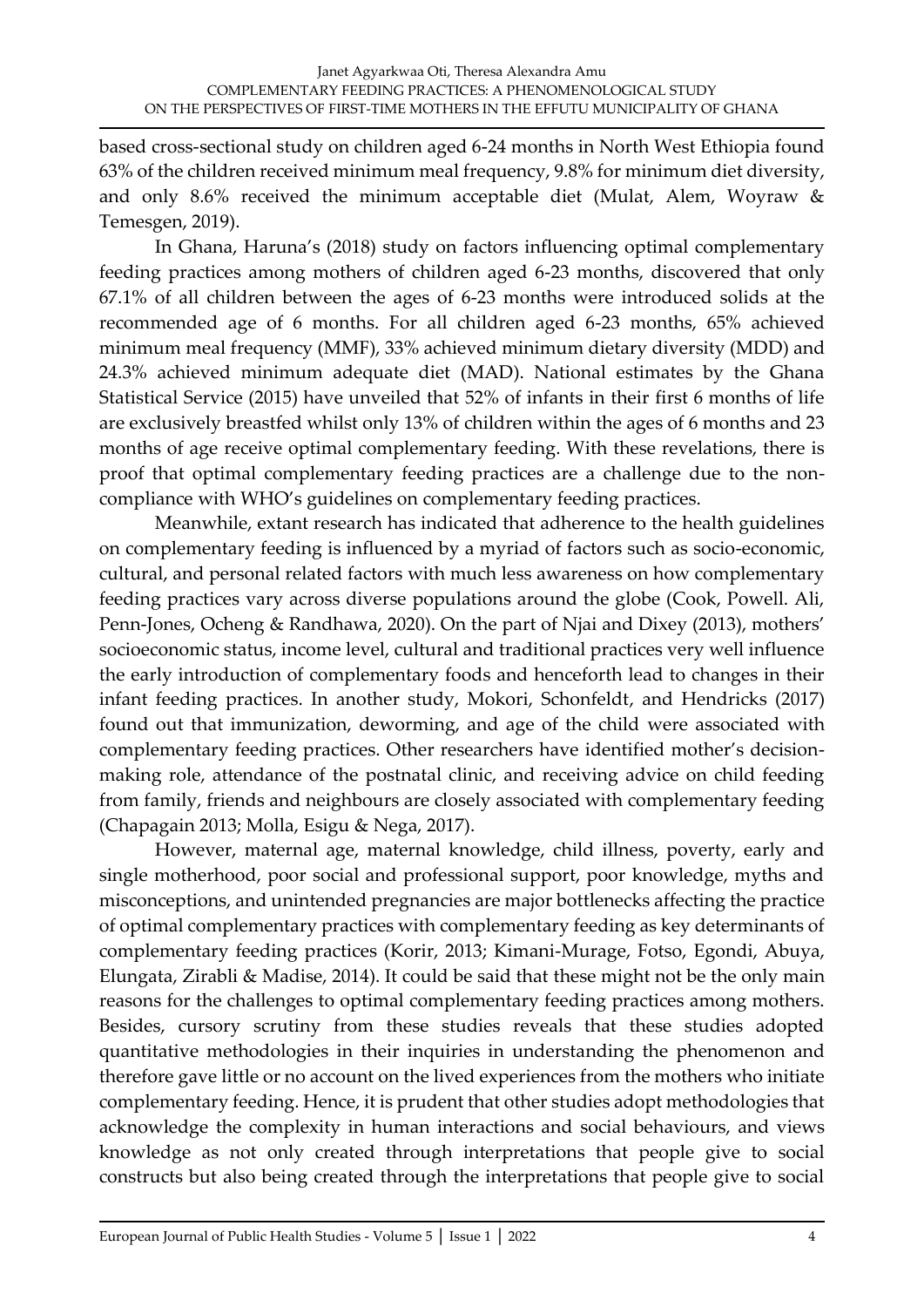based cross-sectional study on children aged 6-24 months in North West Ethiopia found 63% of the children received minimum meal frequency, 9.8% for minimum diet diversity, and only 8.6% received the minimum acceptable diet (Mulat, Alem, Woyraw & Temesgen, 2019).

In Ghana, Haruna's (2018) study on factors influencing optimal complementary feeding practices among mothers of children aged 6-23 months, discovered that only 67.1% of all children between the ages of 6-23 months were introduced solids at the recommended age of 6 months. For all children aged 6-23 months, 65% achieved minimum meal frequency (MMF), 33% achieved minimum dietary diversity (MDD) and 24.3% achieved minimum adequate diet (MAD). National estimates by the Ghana Statistical Service (2015) have unveiled that 52% of infants in their first 6 months of life are exclusively breastfed whilst only 13% of children within the ages of 6 months and 23 months of age receive optimal complementary feeding. With these revelations, there is proof that optimal complementary feeding practices are a challenge due to the non-compliance with WHO's guidelines on complementary feeding practices.

Meanwhile, extant research has indicated that adherence to the health guidelines on complementary feeding is influenced by a myriad of factors such as socio-economic, cultural, and personal related factors with much less awareness on how complementary feeding practices vary across diverse populations around the globe (Cook, Powell. Ali, Penn-Jones, Ocheng & Randhawa, 2020). On the part of Njai and Dixey (2013), mothers' socioeconomic status, income level, cultural and traditional practices very well influence the early introduction of complementary foods and henceforth lead to changes in their infant feeding practices. In another study, Mokori, Schonfeldt, and Hendricks (2017) found out that immunization, deworming, and age of the child were associated with complementary feeding practices. Other researchers have identified mother's decision-making role, attendance of the postnatal clinic, and receiving advice on child feeding from family, friends and neighbours are closely associated with complementary feeding (Chapagain 2013; Molla, Esigu & Nega, 2017).

However, maternal age, maternal knowledge, child illness, poverty, early and single motherhood, poor social and professional support, poor knowledge, myths and misconceptions, and unintended pregnancies are major bottlenecks affecting the practice of optimal complementary practices with complementary feeding as key determinants of complementary feeding practices (Korir, 2013; Kimani-Murage, Fotso, Egondi, Abuya, Elungata, Zirabli & Madise, 2014). It could be said that these might not be the only main reasons for the challenges to optimal complementary feeding practices among mothers. Besides, cursory scrutiny from these studies reveals that these studies adopted quantitative methodologies in their inquiries in understanding the phenomenon and therefore gave little or no account on the lived experiences from the mothers who initiate complementary feeding. Hence, it is prudent that other studies adopt methodologies that acknowledge the complexity in human interactions and social behaviours, and views knowledge as not only created through interpretations that people give to social constructs but also being created through the interpretations that people give to social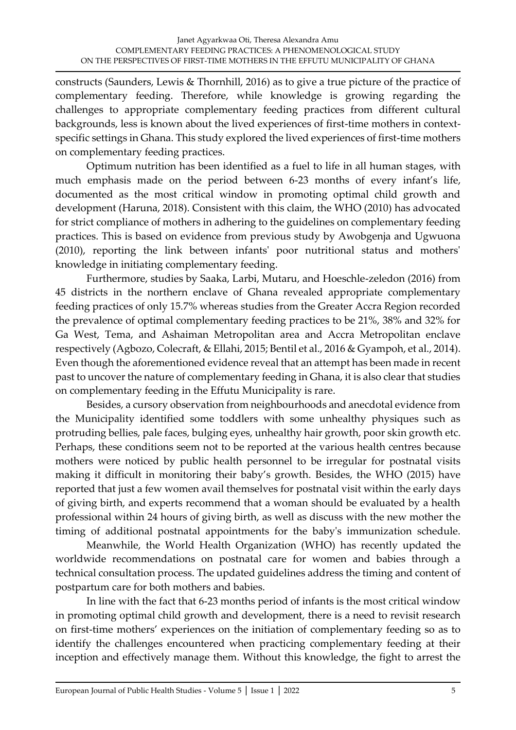constructs (Saunders, Lewis & Thornhill, 2016) as to give a true picture of the practice of complementary feeding. Therefore, while knowledge is growing regarding the challenges to appropriate complementary feeding practices from different cultural backgrounds, less is known about the lived experiences of first-time mothers in context-specific settings in Ghana. This study explored the lived experiences of first-time mothers on complementary feeding practices.

Optimum nutrition has been identified as a fuel to life in all human stages, with much emphasis made on the period between 6-23 months of every infant's life, documented as the most critical window in promoting optimal child growth and development (Haruna, 2018). Consistent with this claim, the WHO (2010) has advocated for strict compliance of mothers in adhering to the guidelines on complementary feeding practices. This is based on evidence from previous study by Awobgenja and Ugwuona (2010), reporting the link between infants' poor nutritional status and mothers' knowledge in initiating complementary feeding.

Furthermore, studies by Saaka, Larbi, Mutaru, and Hoeschle-zeledon (2016) from 45 districts in the northern enclave of Ghana revealed appropriate complementary feeding practices of only 15.7% whereas studies from the Greater Accra Region recorded the prevalence of optimal complementary feeding practices to be 21%, 38% and 32% for Ga West, Tema, and Ashaiman Metropolitan area and Accra Metropolitan enclave respectively (Agbozo, Colecraft, & Ellahi, 2015; Bentil et al., 2016 & Gyampoh, et al., 2014). Even though the aforementioned evidence reveal that an attempt has been made in recent past to uncover the nature of complementary feeding in Ghana, it is also clear that studies on complementary feeding in the Effutu Municipality is rare.

Besides, a cursory observation from neighbourhoods and anecdotal evidence from the Municipality identified some toddlers with some unhealthy physiques such as protruding bellies, pale faces, bulging eyes, unhealthy hair growth, poor skin growth etc. Perhaps, these conditions seem not to be reported at the various health centres because mothers were noticed by public health personnel to be irregular for postnatal visits making it difficult in monitoring their baby's growth. Besides, the WHO (2015) have reported that just a few women avail themselves for postnatal visit within the early days of giving birth, and experts recommend that a woman should be evaluated by a health professional within 24 hours of giving birth, as well as discuss with the new mother the timing of additional postnatal appointments for the baby's immunization schedule.

Meanwhile, the World Health Organization (WHO) has recently updated the worldwide recommendations on postnatal care for women and babies through a technical consultation process. The updated guidelines address the timing and content of postpartum care for both mothers and babies.

In line with the fact that 6-23 months period of infants is the most critical window in promoting optimal child growth and development, there is a need to revisit research on first-time mothers' experiences on the initiation of complementary feeding so as to identify the challenges encountered when practicing complementary feeding at their inception and effectively manage them. Without this knowledge, the fight to arrest the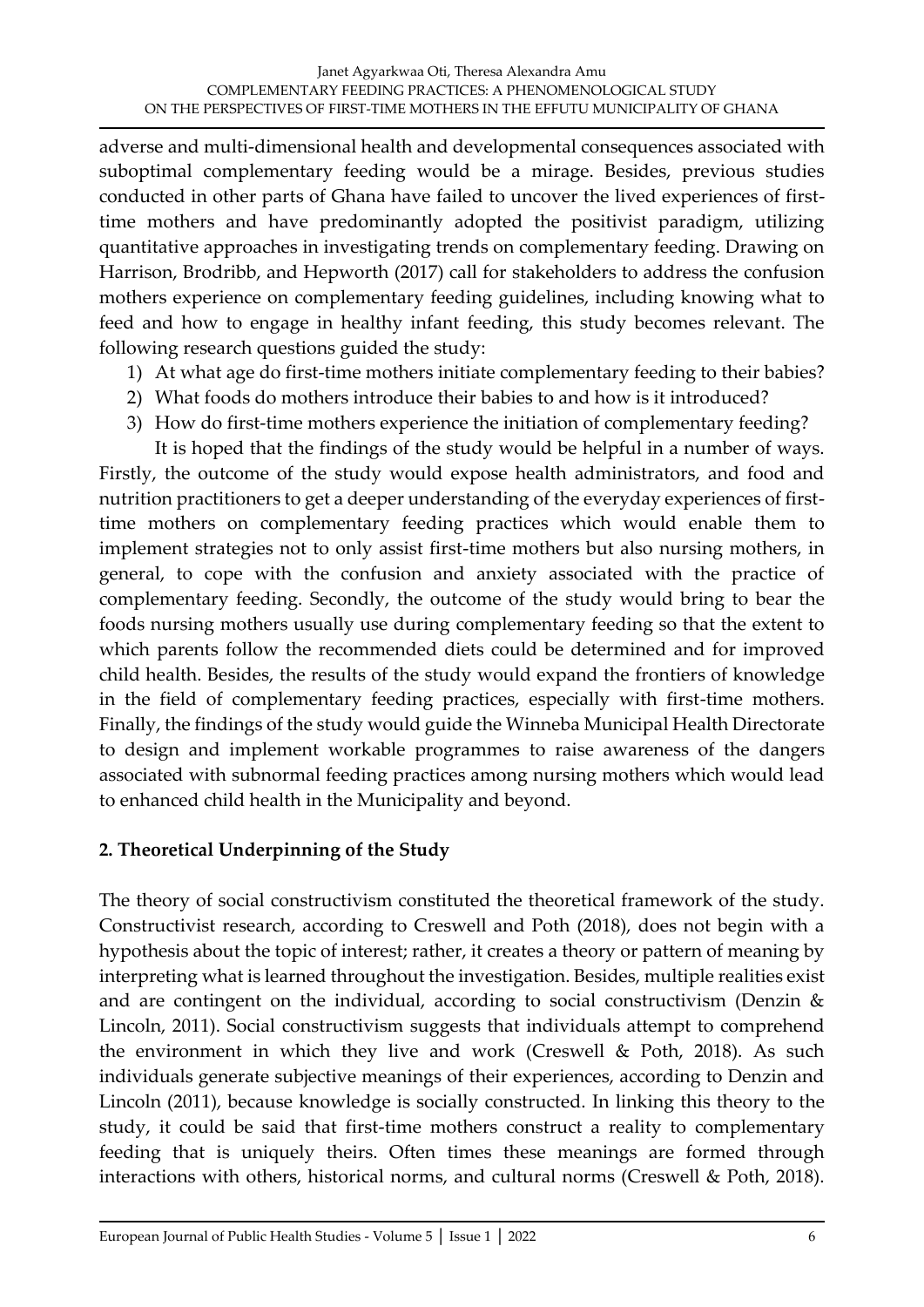adverse and multi-dimensional health and developmental consequences associated with suboptimal complementary feeding would be a mirage. Besides, previous studies conducted in other parts of Ghana have failed to uncover the lived experiences of first-time mothers and have predominantly adopted the positivist paradigm, utilizing quantitative approaches in investigating trends on complementary feeding. Drawing on Harrison, Brodribb, and Hepworth (2017) call for stakeholders to address the confusion mothers experience on complementary feeding guidelines, including knowing what to feed and how to engage in healthy infant feeding, this study becomes relevant. The following research questions guided the study:

1) At what age do first-time mothers initiate complementary feeding to their babies?
2) What foods do mothers introduce their babies to and how is it introduced?
3) How do first-time mothers experience the initiation of complementary feeding?

It is hoped that the findings of the study would be helpful in a number of ways. Firstly, the outcome of the study would expose health administrators, and food and nutrition practitioners to get a deeper understanding of the everyday experiences of first-time mothers on complementary feeding practices which would enable them to implement strategies not to only assist first-time mothers but also nursing mothers, in general, to cope with the confusion and anxiety associated with the practice of complementary feeding. Secondly, the outcome of the study would bring to bear the foods nursing mothers usually use during complementary feeding so that the extent to which parents follow the recommended diets could be determined and for improved child health. Besides, the results of the study would expand the frontiers of knowledge in the field of complementary feeding practices, especially with first-time mothers. Finally, the findings of the study would guide the Winneba Municipal Health Directorate to design and implement workable programmes to raise awareness of the dangers associated with subnormal feeding practices among nursing mothers which would lead to enhanced child health in the Municipality and beyond.

## 2. Theoretical Underpinning of the Study

The theory of social constructivism constituted the theoretical framework of the study. Constructivist research, according to Creswell and Poth (2018), does not begin with a hypothesis about the topic of interest; rather, it creates a theory or pattern of meaning by interpreting what is learned throughout the investigation. Besides, multiple realities exist and are contingent on the individual, according to social constructivism (Denzin & Lincoln, 2011). Social constructivism suggests that individuals attempt to comprehend the environment in which they live and work (Creswell & Poth, 2018). As such individuals generate subjective meanings of their experiences, according to Denzin and Lincoln (2011), because knowledge is socially constructed. In linking this theory to the study, it could be said that first-time mothers construct a reality to complementary feeding that is uniquely theirs. Often times these meanings are formed through interactions with others, historical norms, and cultural norms (Creswell & Poth, 2018).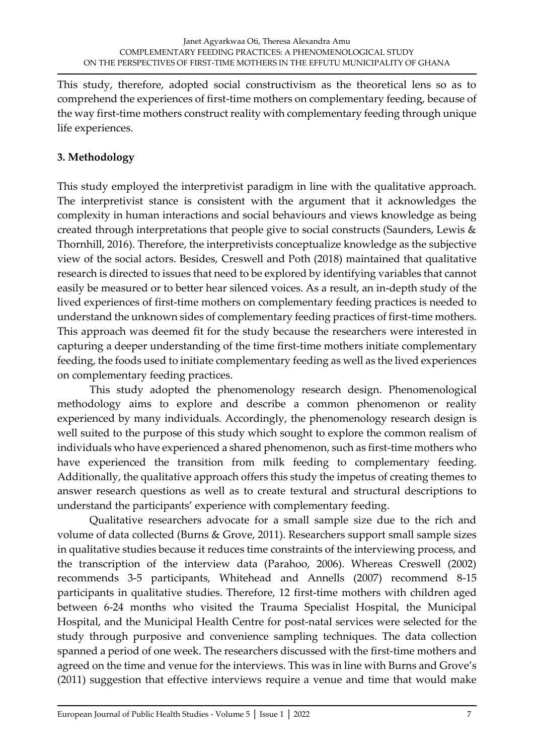This study, therefore, adopted social constructivism as the theoretical lens so as to comprehend the experiences of first-time mothers on complementary feeding, because of the way first-time mothers construct reality with complementary feeding through unique life experiences.

## 3. Methodology

This study employed the interpretivist paradigm in line with the qualitative approach. The interpretivist stance is consistent with the argument that it acknowledges the complexity in human interactions and social behaviours and views knowledge as being created through interpretations that people give to social constructs (Saunders, Lewis & Thornhill, 2016). Therefore, the interpretivists conceptualize knowledge as the subjective view of the social actors. Besides, Creswell and Poth (2018) maintained that qualitative research is directed to issues that need to be explored by identifying variables that cannot easily be measured or to better hear silenced voices. As a result, an in-depth study of the lived experiences of first-time mothers on complementary feeding practices is needed to understand the unknown sides of complementary feeding practices of first-time mothers. This approach was deemed fit for the study because the researchers were interested in capturing a deeper understanding of the time first-time mothers initiate complementary feeding, the foods used to initiate complementary feeding as well as the lived experiences on complementary feeding practices.

This study adopted the phenomenology research design. Phenomenological methodology aims to explore and describe a common phenomenon or reality experienced by many individuals. Accordingly, the phenomenology research design is well suited to the purpose of this study which sought to explore the common realism of individuals who have experienced a shared phenomenon, such as first-time mothers who have experienced the transition from milk feeding to complementary feeding. Additionally, the qualitative approach offers this study the impetus of creating themes to answer research questions as well as to create textural and structural descriptions to understand the participants' experience with complementary feeding.

Qualitative researchers advocate for a small sample size due to the rich and volume of data collected (Burns & Grove, 2011). Researchers support small sample sizes in qualitative studies because it reduces time constraints of the interviewing process, and the transcription of the interview data (Parahoo, 2006). Whereas Creswell (2002) recommends 3-5 participants, Whitehead and Annells (2007) recommend 8-15 participants in qualitative studies. Therefore, 12 first-time mothers with children aged between 6-24 months who visited the Trauma Specialist Hospital, the Municipal Hospital, and the Municipal Health Centre for post-natal services were selected for the study through purposive and convenience sampling techniques. The data collection spanned a period of one week. The researchers discussed with the first-time mothers and agreed on the time and venue for the interviews. This was in line with Burns and Grove's (2011) suggestion that effective interviews require a venue and time that would make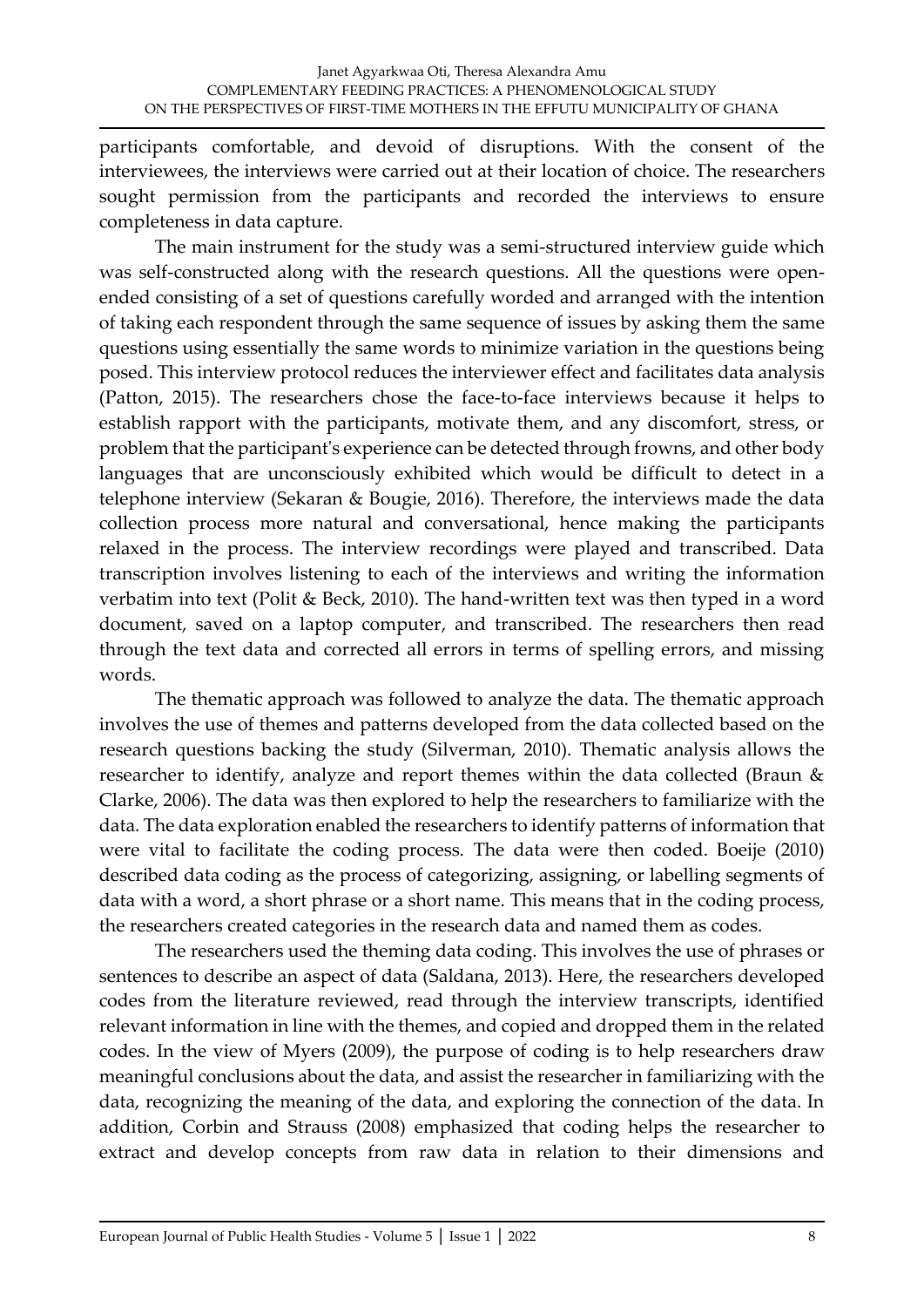participants comfortable, and devoid of disruptions. With the consent of the interviewees, the interviews were carried out at their location of choice. The researchers sought permission from the participants and recorded the interviews to ensure completeness in data capture.

The main instrument for the study was a semi-structured interview guide which was self-constructed along with the research questions. All the questions were open-ended consisting of a set of questions carefully worded and arranged with the intention of taking each respondent through the same sequence of issues by asking them the same questions using essentially the same words to minimize variation in the questions being posed. This interview protocol reduces the interviewer effect and facilitates data analysis (Patton, 2015). The researchers chose the face-to-face interviews because it helps to establish rapport with the participants, motivate them, and any discomfort, stress, or problem that the participant's experience can be detected through frowns, and other body languages that are unconsciously exhibited which would be difficult to detect in a telephone interview (Sekaran & Bougie, 2016). Therefore, the interviews made the data collection process more natural and conversational, hence making the participants relaxed in the process. The interview recordings were played and transcribed. Data transcription involves listening to each of the interviews and writing the information verbatim into text (Polit & Beck, 2010). The hand-written text was then typed in a word document, saved on a laptop computer, and transcribed. The researchers then read through the text data and corrected all errors in terms of spelling errors, and missing words.

The thematic approach was followed to analyze the data. The thematic approach involves the use of themes and patterns developed from the data collected based on the research questions backing the study (Silverman, 2010). Thematic analysis allows the researcher to identify, analyze and report themes within the data collected (Braun & Clarke, 2006). The data was then explored to help the researchers to familiarize with the data. The data exploration enabled the researchers to identify patterns of information that were vital to facilitate the coding process. The data were then coded. Boeije (2010) described data coding as the process of categorizing, assigning, or labelling segments of data with a word, a short phrase or a short name. This means that in the coding process, the researchers created categories in the research data and named them as codes.

The researchers used the theming data coding. This involves the use of phrases or sentences to describe an aspect of data (Saldana, 2013). Here, the researchers developed codes from the literature reviewed, read through the interview transcripts, identified relevant information in line with the themes, and copied and dropped them in the related codes. In the view of Myers (2009), the purpose of coding is to help researchers draw meaningful conclusions about the data, and assist the researcher in familiarizing with the data, recognizing the meaning of the data, and exploring the connection of the data. In addition, Corbin and Strauss (2008) emphasized that coding helps the researcher to extract and develop concepts from raw data in relation to their dimensions and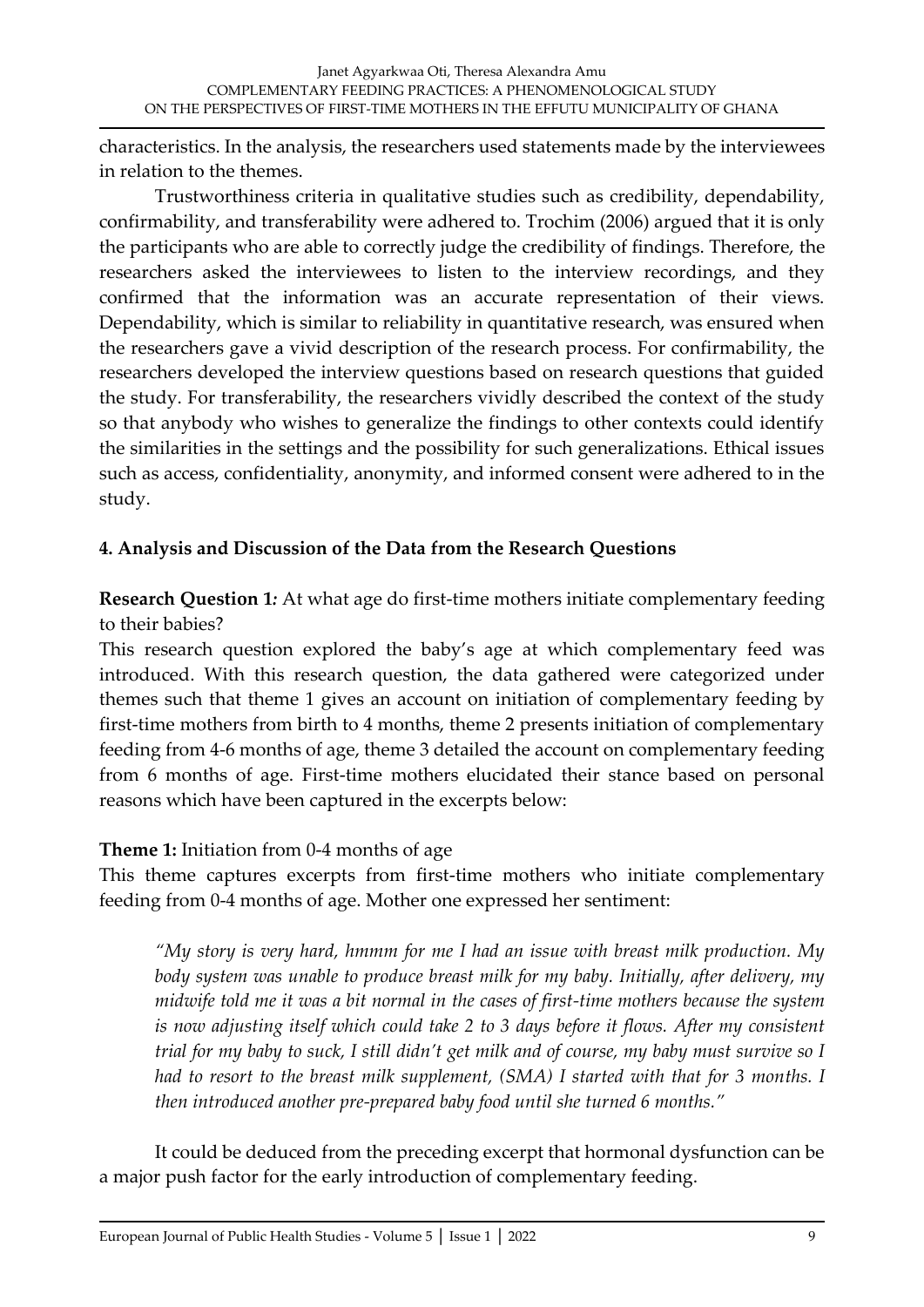characteristics. In the analysis, the researchers used statements made by the interviewees in relation to the themes.

Trustworthiness criteria in qualitative studies such as credibility, dependability, confirmability, and transferability were adhered to. Trochim (2006) argued that it is only the participants who are able to correctly judge the credibility of findings. Therefore, the researchers asked the interviewees to listen to the interview recordings, and they confirmed that the information was an accurate representation of their views. Dependability, which is similar to reliability in quantitative research, was ensured when the researchers gave a vivid description of the research process. For confirmability, the researchers developed the interview questions based on research questions that guided the study. For transferability, the researchers vividly described the context of the study so that anybody who wishes to generalize the findings to other contexts could identify the similarities in the settings and the possibility for such generalizations. Ethical issues such as access, confidentiality, anonymity, and informed consent were adhered to in the study.

## 4. Analysis and Discussion of the Data from the Research Questions

**Research Question 1***:* At what age do first-time mothers initiate complementary feeding to their babies?

This research question explored the baby's age at which complementary feed was introduced. With this research question, the data gathered were categorized under themes such that theme 1 gives an account on initiation of complementary feeding by first-time mothers from birth to 4 months, theme 2 presents initiation of complementary feeding from 4-6 months of age, theme 3 detailed the account on complementary feeding from 6 months of age. First-time mothers elucidated their stance based on personal reasons which have been captured in the excerpts below:

**Theme 1:** Initiation from 0-4 months of age

This theme captures excerpts from first-time mothers who initiate complementary feeding from 0-4 months of age. Mother one expressed her sentiment:

> *"My story is very hard, hmmm for me I had an issue with breast milk production. My body system was unable to produce breast milk for my baby. Initially, after delivery, my midwife told me it was a bit normal in the cases of first-time mothers because the system is now adjusting itself which could take 2 to 3 days before it flows. After my consistent trial for my baby to suck, I still didn't get milk and of course, my baby must survive so I had to resort to the breast milk supplement, (SMA) I started with that for 3 months. I then introduced another pre-prepared baby food until she turned 6 months."*

It could be deduced from the preceding excerpt that hormonal dysfunction can be a major push factor for the early introduction of complementary feeding.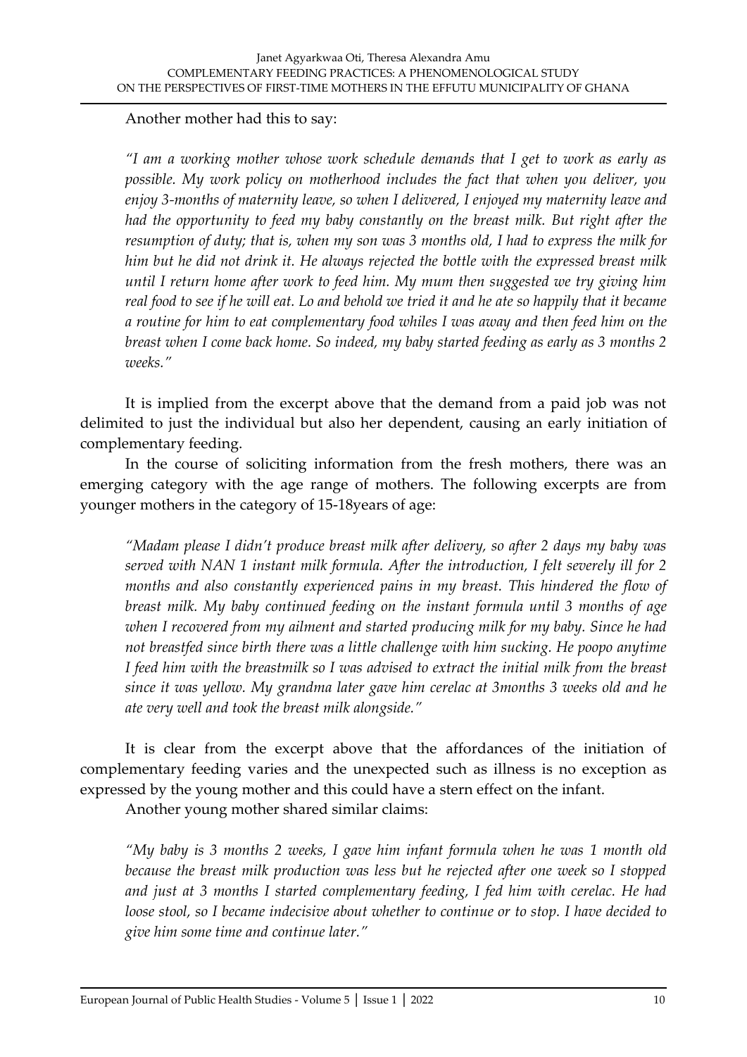Another mother had this to say:

> *"I am a working mother whose work schedule demands that I get to work as early as possible. My work policy on motherhood includes the fact that when you deliver, you enjoy 3-months of maternity leave, so when I delivered, I enjoyed my maternity leave and had the opportunity to feed my baby constantly on the breast milk. But right after the resumption of duty; that is, when my son was 3 months old, I had to express the milk for him but he did not drink it. He always rejected the bottle with the expressed breast milk until I return home after work to feed him. My mum then suggested we try giving him real food to see if he will eat. Lo and behold we tried it and he ate so happily that it became a routine for him to eat complementary food whiles I was away and then feed him on the breast when I come back home. So indeed, my baby started feeding as early as 3 months 2 weeks."*

It is implied from the excerpt above that the demand from a paid job was not delimited to just the individual but also her dependent, causing an early initiation of complementary feeding.

In the course of soliciting information from the fresh mothers, there was an emerging category with the age range of mothers. The following excerpts are from younger mothers in the category of 15-18years of age:

> *"Madam please I didn't produce breast milk after delivery, so after 2 days my baby was served with NAN 1 instant milk formula. After the introduction, I felt severely ill for 2 months and also constantly experienced pains in my breast. This hindered the flow of breast milk. My baby continued feeding on the instant formula until 3 months of age when I recovered from my ailment and started producing milk for my baby. Since he had not breastfed since birth there was a little challenge with him sucking. He poopo anytime I feed him with the breastmilk so I was advised to extract the initial milk from the breast since it was yellow. My grandma later gave him cerelac at 3months 3 weeks old and he ate very well and took the breast milk alongside."*

It is clear from the excerpt above that the affordances of the initiation of complementary feeding varies and the unexpected such as illness is no exception as expressed by the young mother and this could have a stern effect on the infant.

Another young mother shared similar claims:

> *"My baby is 3 months 2 weeks, I gave him infant formula when he was 1 month old because the breast milk production was less but he rejected after one week so I stopped and just at 3 months I started complementary feeding, I fed him with cerelac. He had loose stool, so I became indecisive about whether to continue or to stop. I have decided to give him some time and continue later."*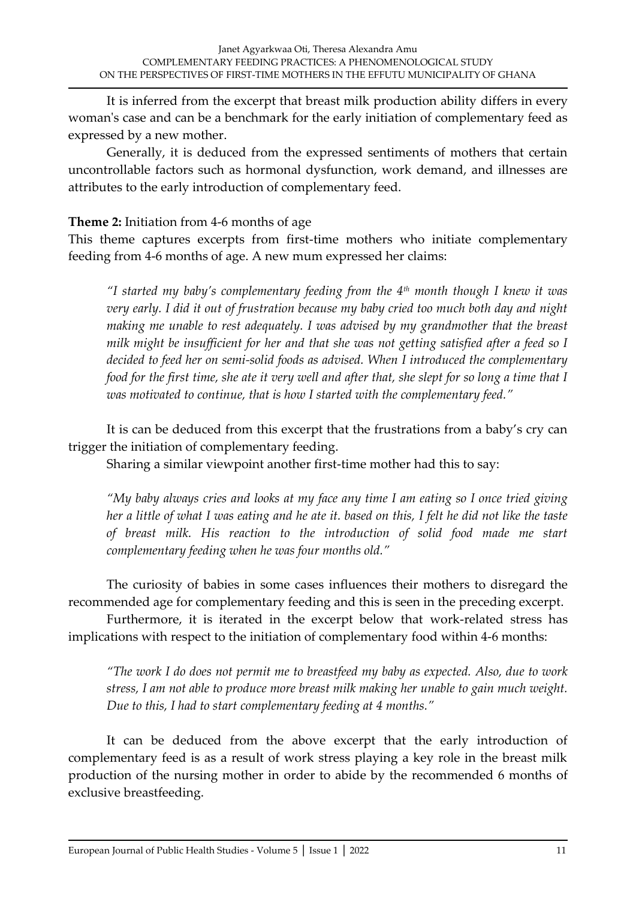It is inferred from the excerpt that breast milk production ability differs in every woman's case and can be a benchmark for the early initiation of complementary feed as expressed by a new mother.

Generally, it is deduced from the expressed sentiments of mothers that certain uncontrollable factors such as hormonal dysfunction, work demand, and illnesses are attributes to the early introduction of complementary feed.

**Theme 2:** Initiation from 4-6 months of age

This theme captures excerpts from first-time mothers who initiate complementary feeding from 4-6 months of age. A new mum expressed her claims:

> *"I started my baby's complementary feeding from the 4th month though I knew it was very early. I did it out of frustration because my baby cried too much both day and night making me unable to rest adequately. I was advised by my grandmother that the breast milk might be insufficient for her and that she was not getting satisfied after a feed so I decided to feed her on semi-solid foods as advised. When I introduced the complementary food for the first time, she ate it very well and after that, she slept for so long a time that I was motivated to continue, that is how I started with the complementary feed."*

It is can be deduced from this excerpt that the frustrations from a baby's cry can trigger the initiation of complementary feeding.

Sharing a similar viewpoint another first-time mother had this to say:

> *"My baby always cries and looks at my face any time I am eating so I once tried giving her a little of what I was eating and he ate it. based on this, I felt he did not like the taste of breast milk. His reaction to the introduction of solid food made me start complementary feeding when he was four months old."*

The curiosity of babies in some cases influences their mothers to disregard the recommended age for complementary feeding and this is seen in the preceding excerpt.

Furthermore, it is iterated in the excerpt below that work-related stress has implications with respect to the initiation of complementary food within 4-6 months:

> *"The work I do does not permit me to breastfeed my baby as expected. Also, due to work stress, I am not able to produce more breast milk making her unable to gain much weight. Due to this, I had to start complementary feeding at 4 months."*

It can be deduced from the above excerpt that the early introduction of complementary feed is as a result of work stress playing a key role in the breast milk production of the nursing mother in order to abide by the recommended 6 months of exclusive breastfeeding.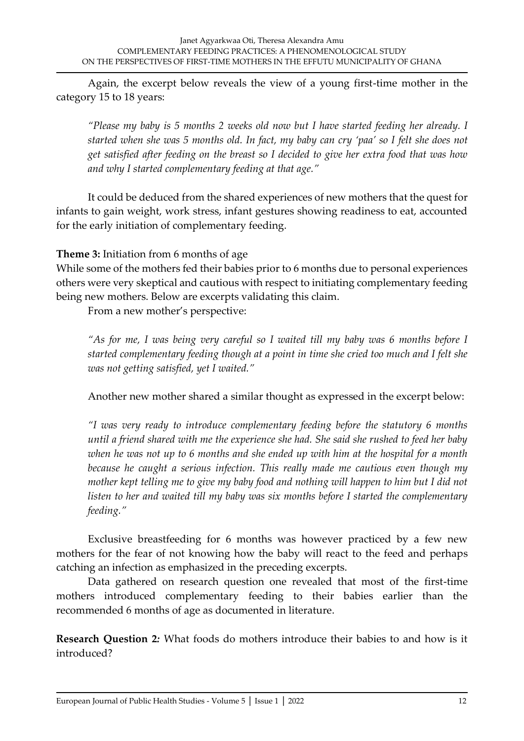Again, the excerpt below reveals the view of a young first-time mother in the category 15 to 18 years:

> *"Please my baby is 5 months 2 weeks old now but I have started feeding her already. I started when she was 5 months old. In fact, my baby can cry 'paa' so I felt she does not get satisfied after feeding on the breast so I decided to give her extra food that was how and why I started complementary feeding at that age."*

It could be deduced from the shared experiences of new mothers that the quest for infants to gain weight, work stress, infant gestures showing readiness to eat, accounted for the early initiation of complementary feeding.

**Theme 3:** Initiation from 6 months of age

While some of the mothers fed their babies prior to 6 months due to personal experiences others were very skeptical and cautious with respect to initiating complementary feeding being new mothers. Below are excerpts validating this claim.

From a new mother's perspective:

> *"As for me, I was being very careful so I waited till my baby was 6 months before I started complementary feeding though at a point in time she cried too much and I felt she was not getting satisfied, yet I waited."*

Another new mother shared a similar thought as expressed in the excerpt below:

> *"I was very ready to introduce complementary feeding before the statutory 6 months until a friend shared with me the experience she had. She said she rushed to feed her baby when he was not up to 6 months and she ended up with him at the hospital for a month because he caught a serious infection. This really made me cautious even though my mother kept telling me to give my baby food and nothing will happen to him but I did not listen to her and waited till my baby was six months before I started the complementary feeding."*

Exclusive breastfeeding for 6 months was however practiced by a few new mothers for the fear of not knowing how the baby will react to the feed and perhaps catching an infection as emphasized in the preceding excerpts.

Data gathered on research question one revealed that most of the first-time mothers introduced complementary feeding to their babies earlier than the recommended 6 months of age as documented in literature.

**Research Question 2***:* What foods do mothers introduce their babies to and how is it introduced?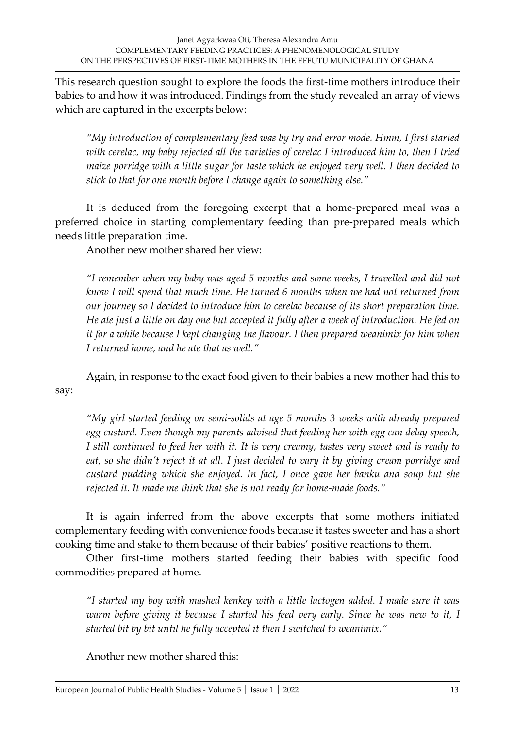This research question sought to explore the foods the first-time mothers introduce their babies to and how it was introduced. Findings from the study revealed an array of views which are captured in the excerpts below:

> *"My introduction of complementary feed was by try and error mode. Hmm, I first started with cerelac, my baby rejected all the varieties of cerelac I introduced him to, then I tried maize porridge with a little sugar for taste which he enjoyed very well. I then decided to stick to that for one month before I change again to something else."*

It is deduced from the foregoing excerpt that a home-prepared meal was a preferred choice in starting complementary feeding than pre-prepared meals which needs little preparation time.

Another new mother shared her view:

> *"I remember when my baby was aged 5 months and some weeks, I travelled and did not know I will spend that much time. He turned 6 months when we had not returned from our journey so I decided to introduce him to cerelac because of its short preparation time. He ate just a little on day one but accepted it fully after a week of introduction. He fed on it for a while because I kept changing the flavour. I then prepared weanimix for him when I returned home, and he ate that as well."*

Again, in response to the exact food given to their babies a new mother had this to say:

> *"My girl started feeding on semi-solids at age 5 months 3 weeks with already prepared egg custard. Even though my parents advised that feeding her with egg can delay speech, I still continued to feed her with it. It is very creamy, tastes very sweet and is ready to eat, so she didn't reject it at all. I just decided to vary it by giving cream porridge and custard pudding which she enjoyed. In fact, I once gave her banku and soup but she rejected it. It made me think that she is not ready for home-made foods."*

It is again inferred from the above excerpts that some mothers initiated complementary feeding with convenience foods because it tastes sweeter and has a short cooking time and stake to them because of their babies' positive reactions to them.

Other first-time mothers started feeding their babies with specific food commodities prepared at home.

> *"I started my boy with mashed kenkey with a little lactogen added. I made sure it was warm before giving it because I started his feed very early. Since he was new to it, I started bit by bit until he fully accepted it then I switched to weanimix."*

Another new mother shared this: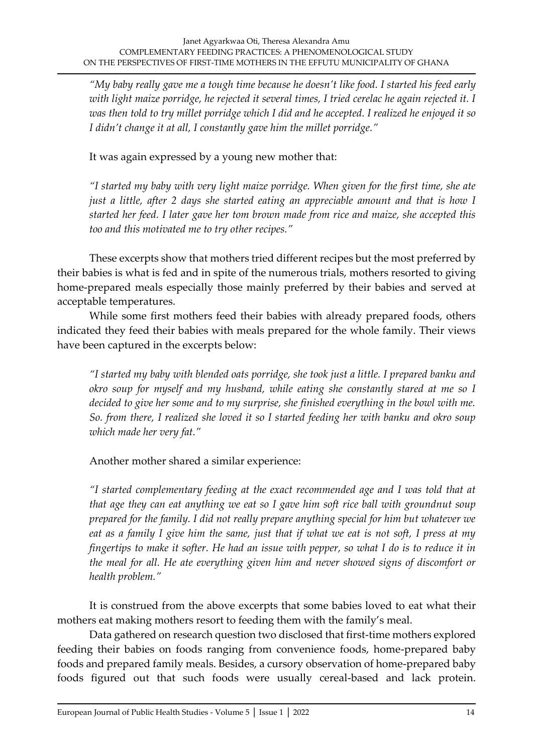*"My baby really gave me a tough time because he doesn't like food. I started his feed early with light maize porridge, he rejected it several times, I tried cerelac he again rejected it. I was then told to try millet porridge which I did and he accepted. I realized he enjoyed it so I didn't change it at all, I constantly gave him the millet porridge."*

It was again expressed by a young new mother that:

*"I started my baby with very light maize porridge. When given for the first time, she ate just a little, after 2 days she started eating an appreciable amount and that is how I started her feed. I later gave her tom brown made from rice and maize, she accepted this too and this motivated me to try other recipes."*

These excerpts show that mothers tried different recipes but the most preferred by their babies is what is fed and in spite of the numerous trials, mothers resorted to giving home-prepared meals especially those mainly preferred by their babies and served at acceptable temperatures.

While some first mothers feed their babies with already prepared foods, others indicated they feed their babies with meals prepared for the whole family. Their views have been captured in the excerpts below:

*"I started my baby with blended oats porridge, she took just a little. I prepared banku and okro soup for myself and my husband, while eating she constantly stared at me so I decided to give her some and to my surprise, she finished everything in the bowl with me. So. from there, I realized she loved it so I started feeding her with banku and okro soup which made her very fat."*

Another mother shared a similar experience:

*"I started complementary feeding at the exact recommended age and I was told that at that age they can eat anything we eat so I gave him soft rice ball with groundnut soup prepared for the family. I did not really prepare anything special for him but whatever we eat as a family I give him the same, just that if what we eat is not soft, I press at my fingertips to make it softer. He had an issue with pepper, so what I do is to reduce it in the meal for all. He ate everything given him and never showed signs of discomfort or health problem."*

It is construed from the above excerpts that some babies loved to eat what their mothers eat making mothers resort to feeding them with the family's meal.

Data gathered on research question two disclosed that first-time mothers explored feeding their babies on foods ranging from convenience foods, home-prepared baby foods and prepared family meals. Besides, a cursory observation of home-prepared baby foods figured out that such foods were usually cereal-based and lack protein.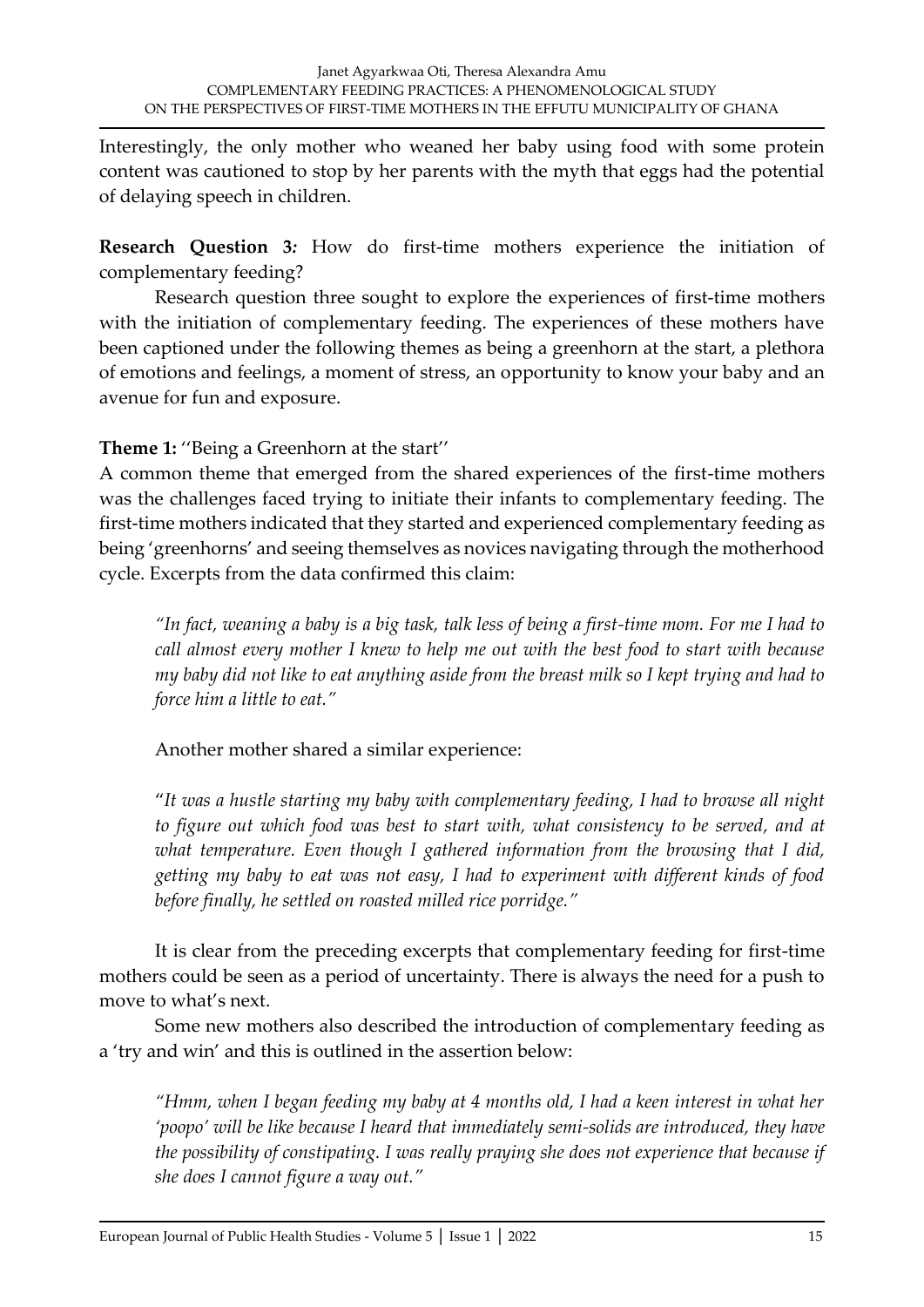Interestingly, the only mother who weaned her baby using food with some protein content was cautioned to stop by her parents with the myth that eggs had the potential of delaying speech in children.

**Research Question 3*:*** How do first-time mothers experience the initiation of complementary feeding?

Research question three sought to explore the experiences of first-time mothers with the initiation of complementary feeding. The experiences of these mothers have been captioned under the following themes as being a greenhorn at the start, a plethora of emotions and feelings, a moment of stress, an opportunity to know your baby and an avenue for fun and exposure.

**Theme 1:** ''Being a Greenhorn at the start''

A common theme that emerged from the shared experiences of the first-time mothers was the challenges faced trying to initiate their infants to complementary feeding. The first-time mothers indicated that they started and experienced complementary feeding as being 'greenhorns' and seeing themselves as novices navigating through the motherhood cycle. Excerpts from the data confirmed this claim:

> *"In fact, weaning a baby is a big task, talk less of being a first-time mom. For me I had to call almost every mother I knew to help me out with the best food to start with because my baby did not like to eat anything aside from the breast milk so I kept trying and had to force him a little to eat."*

Another mother shared a similar experience:

> "*It was a hustle starting my baby with complementary feeding, I had to browse all night to figure out which food was best to start with, what consistency to be served, and at what temperature. Even though I gathered information from the browsing that I did, getting my baby to eat was not easy, I had to experiment with different kinds of food before finally, he settled on roasted milled rice porridge."*

It is clear from the preceding excerpts that complementary feeding for first-time mothers could be seen as a period of uncertainty. There is always the need for a push to move to what's next.

Some new mothers also described the introduction of complementary feeding as a 'try and win' and this is outlined in the assertion below:

> *"Hmm, when I began feeding my baby at 4 months old, I had a keen interest in what her 'poopo' will be like because I heard that immediately semi-solids are introduced, they have the possibility of constipating. I was really praying she does not experience that because if she does I cannot figure a way out."*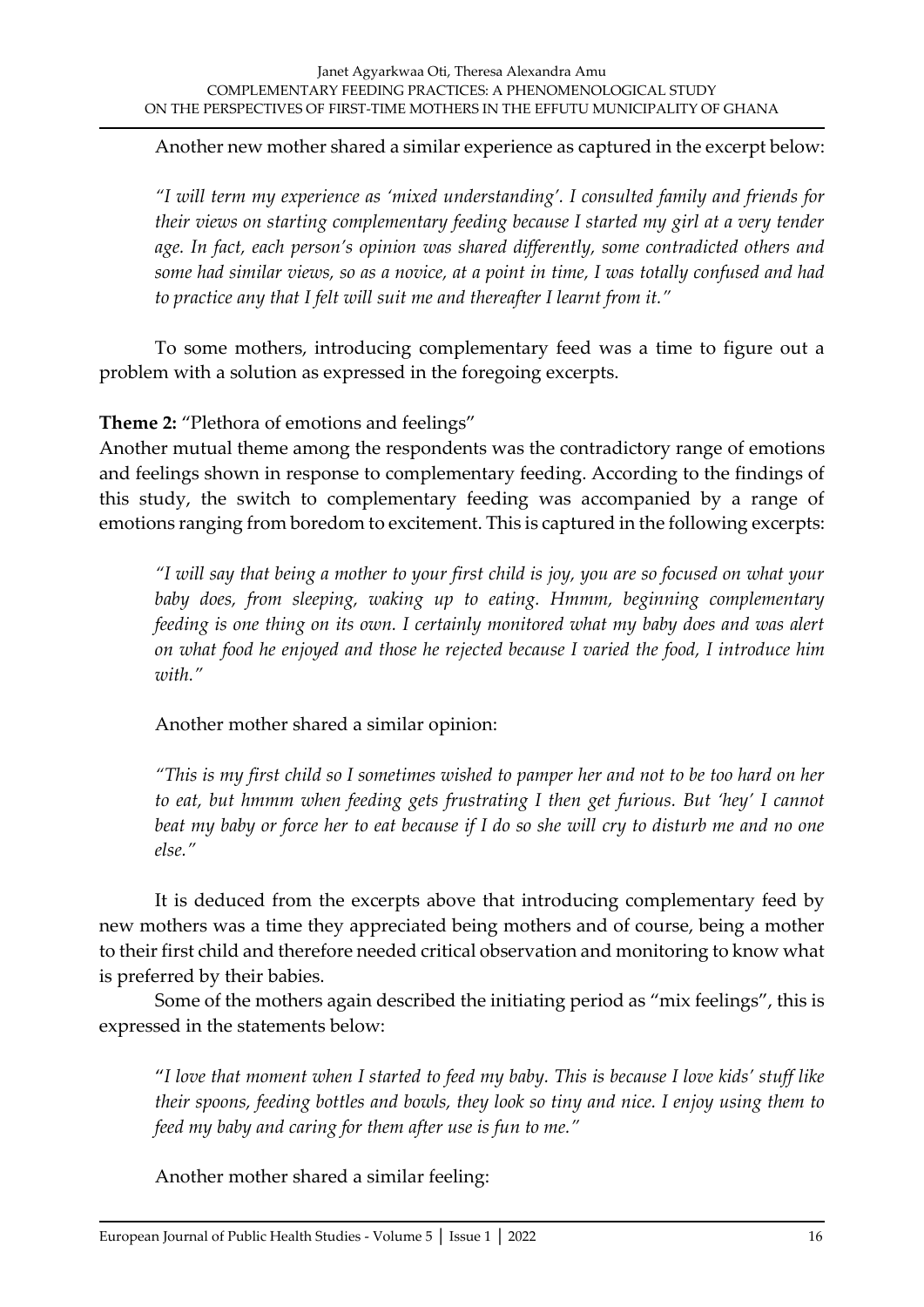Another new mother shared a similar experience as captured in the excerpt below:

> *"I will term my experience as 'mixed understanding'. I consulted family and friends for their views on starting complementary feeding because I started my girl at a very tender age. In fact, each person's opinion was shared differently, some contradicted others and some had similar views, so as a novice, at a point in time, I was totally confused and had to practice any that I felt will suit me and thereafter I learnt from it."*

To some mothers, introducing complementary feed was a time to figure out a problem with a solution as expressed in the foregoing excerpts.

**Theme 2:** "Plethora of emotions and feelings"

Another mutual theme among the respondents was the contradictory range of emotions and feelings shown in response to complementary feeding. According to the findings of this study, the switch to complementary feeding was accompanied by a range of emotions ranging from boredom to excitement. This is captured in the following excerpts:

> *"I will say that being a mother to your first child is joy, you are so focused on what your baby does, from sleeping, waking up to eating. Hmmm, beginning complementary feeding is one thing on its own. I certainly monitored what my baby does and was alert on what food he enjoyed and those he rejected because I varied the food, I introduce him with."*

Another mother shared a similar opinion:

> *"This is my first child so I sometimes wished to pamper her and not to be too hard on her to eat, but hmmm when feeding gets frustrating I then get furious. But 'hey' I cannot beat my baby or force her to eat because if I do so she will cry to disturb me and no one else."*

It is deduced from the excerpts above that introducing complementary feed by new mothers was a time they appreciated being mothers and of course, being a mother to their first child and therefore needed critical observation and monitoring to know what is preferred by their babies.

Some of the mothers again described the initiating period as "mix feelings", this is expressed in the statements below:

> "*I love that moment when I started to feed my baby. This is because I love kids' stuff like their spoons, feeding bottles and bowls, they look so tiny and nice. I enjoy using them to feed my baby and caring for them after use is fun to me."*

Another mother shared a similar feeling: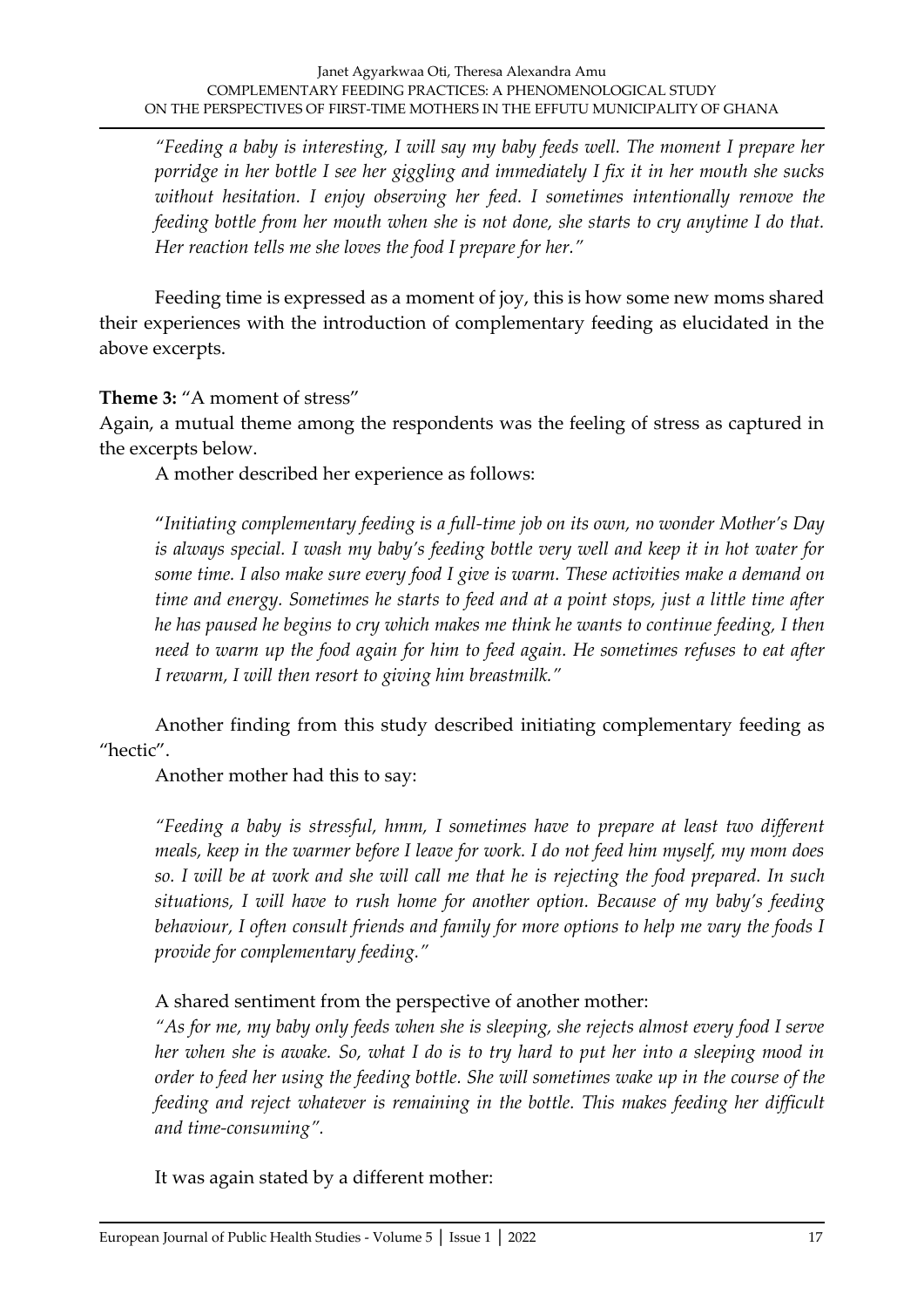*"Feeding a baby is interesting, I will say my baby feeds well. The moment I prepare her porridge in her bottle I see her giggling and immediately I fix it in her mouth she sucks without hesitation. I enjoy observing her feed. I sometimes intentionally remove the feeding bottle from her mouth when she is not done, she starts to cry anytime I do that. Her reaction tells me she loves the food I prepare for her."*

Feeding time is expressed as a moment of joy, this is how some new moms shared their experiences with the introduction of complementary feeding as elucidated in the above excerpts.

**Theme 3:** "A moment of stress"

Again, a mutual theme among the respondents was the feeling of stress as captured in the excerpts below.

A mother described her experience as follows:

"*Initiating complementary feeding is a full-time job on its own, no wonder Mother's Day is always special. I wash my baby's feeding bottle very well and keep it in hot water for some time. I also make sure every food I give is warm. These activities make a demand on time and energy. Sometimes he starts to feed and at a point stops, just a little time after he has paused he begins to cry which makes me think he wants to continue feeding, I then need to warm up the food again for him to feed again. He sometimes refuses to eat after I rewarm, I will then resort to giving him breastmilk."*

Another finding from this study described initiating complementary feeding as "hectic".

Another mother had this to say:

*"Feeding a baby is stressful, hmm, I sometimes have to prepare at least two different meals, keep in the warmer before I leave for work. I do not feed him myself, my mom does so. I will be at work and she will call me that he is rejecting the food prepared. In such situations, I will have to rush home for another option. Because of my baby's feeding behaviour, I often consult friends and family for more options to help me vary the foods I provide for complementary feeding."*

A shared sentiment from the perspective of another mother:

*"As for me, my baby only feeds when she is sleeping, she rejects almost every food I serve her when she is awake. So, what I do is to try hard to put her into a sleeping mood in order to feed her using the feeding bottle. She will sometimes wake up in the course of the feeding and reject whatever is remaining in the bottle. This makes feeding her difficult and time-consuming".*

It was again stated by a different mother: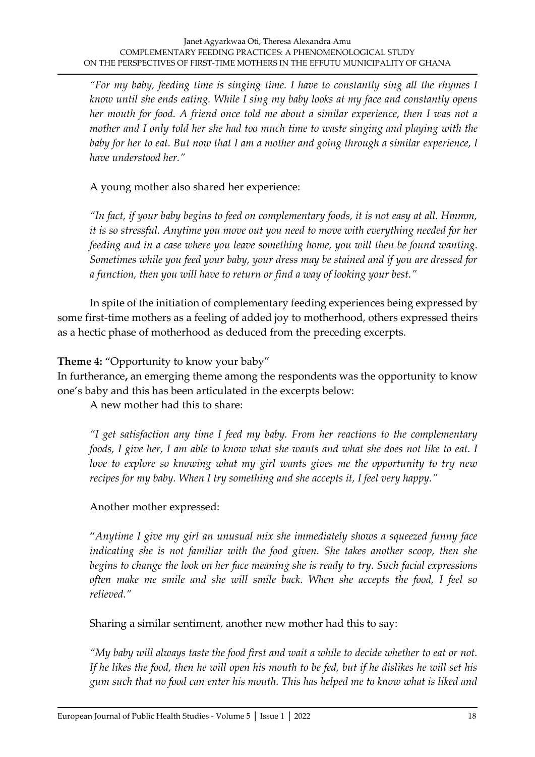*"For my baby, feeding time is singing time. I have to constantly sing all the rhymes I know until she ends eating. While I sing my baby looks at my face and constantly opens her mouth for food. A friend once told me about a similar experience, then I was not a mother and I only told her she had too much time to waste singing and playing with the baby for her to eat. But now that I am a mother and going through a similar experience, I have understood her."*

A young mother also shared her experience:

*"In fact, if your baby begins to feed on complementary foods, it is not easy at all. Hmmm, it is so stressful. Anytime you move out you need to move with everything needed for her feeding and in a case where you leave something home, you will then be found wanting. Sometimes while you feed your baby, your dress may be stained and if you are dressed for a function, then you will have to return or find a way of looking your best."*

In spite of the initiation of complementary feeding experiences being expressed by some first-time mothers as a feeling of added joy to motherhood, others expressed theirs as a hectic phase of motherhood as deduced from the preceding excerpts.

**Theme 4:** "Opportunity to know your baby"

In furtherance**,** an emerging theme among the respondents was the opportunity to know one's baby and this has been articulated in the excerpts below:

A new mother had this to share:

*"I get satisfaction any time I feed my baby. From her reactions to the complementary foods, I give her, I am able to know what she wants and what she does not like to eat. I love to explore so knowing what my girl wants gives me the opportunity to try new recipes for my baby. When I try something and she accepts it, I feel very happy."*

Another mother expressed:

"*Anytime I give my girl an unusual mix she immediately shows a squeezed funny face indicating she is not familiar with the food given. She takes another scoop, then she begins to change the look on her face meaning she is ready to try. Such facial expressions often make me smile and she will smile back. When she accepts the food, I feel so relieved."*

Sharing a similar sentiment, another new mother had this to say:

*"My baby will always taste the food first and wait a while to decide whether to eat or not. If he likes the food, then he will open his mouth to be fed, but if he dislikes he will set his gum such that no food can enter his mouth. This has helped me to know what is liked and*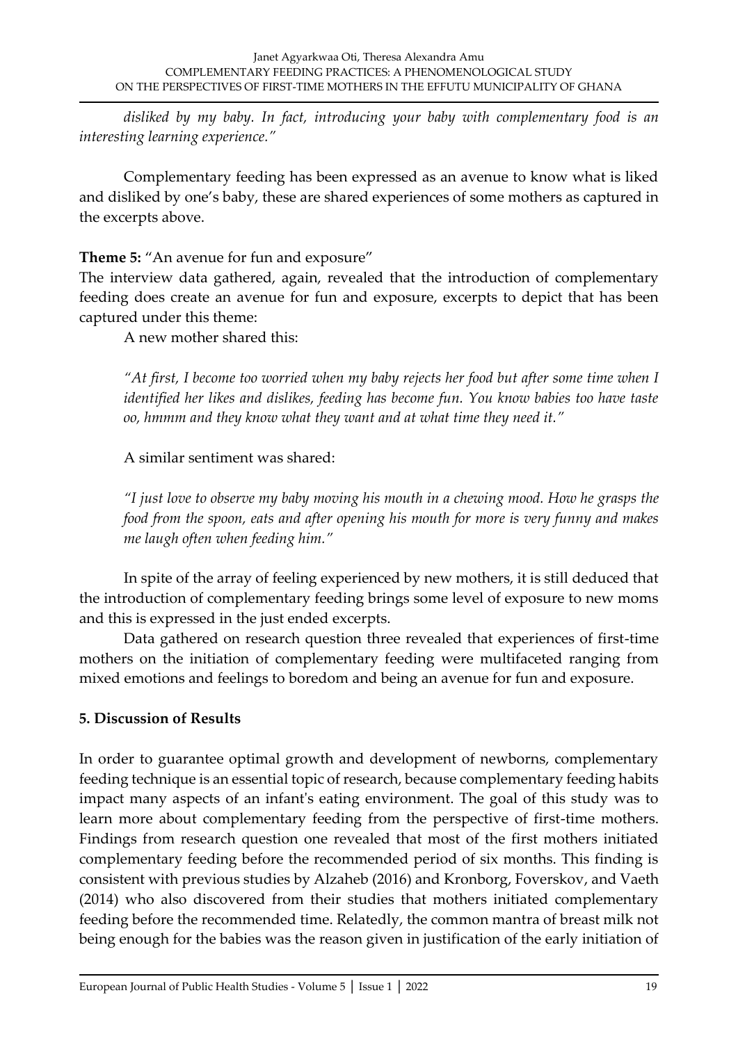*disliked by my baby. In fact, introducing your baby with complementary food is an interesting learning experience."*

Complementary feeding has been expressed as an avenue to know what is liked and disliked by one's baby, these are shared experiences of some mothers as captured in the excerpts above.

**Theme 5:** "An avenue for fun and exposure"

The interview data gathered, again, revealed that the introduction of complementary feeding does create an avenue for fun and exposure, excerpts to depict that has been captured under this theme:

A new mother shared this:

> *"At first, I become too worried when my baby rejects her food but after some time when I identified her likes and dislikes, feeding has become fun. You know babies too have taste oo, hmmm and they know what they want and at what time they need it."*

A similar sentiment was shared:

> *"I just love to observe my baby moving his mouth in a chewing mood. How he grasps the food from the spoon, eats and after opening his mouth for more is very funny and makes me laugh often when feeding him."*

In spite of the array of feeling experienced by new mothers, it is still deduced that the introduction of complementary feeding brings some level of exposure to new moms and this is expressed in the just ended excerpts.

Data gathered on research question three revealed that experiences of first-time mothers on the initiation of complementary feeding were multifaceted ranging from mixed emotions and feelings to boredom and being an avenue for fun and exposure.

## 5. Discussion of Results

In order to guarantee optimal growth and development of newborns, complementary feeding technique is an essential topic of research, because complementary feeding habits impact many aspects of an infant's eating environment. The goal of this study was to learn more about complementary feeding from the perspective of first-time mothers. Findings from research question one revealed that most of the first mothers initiated complementary feeding before the recommended period of six months. This finding is consistent with previous studies by Alzaheb (2016) and Kronborg, Foverskov, and Vaeth (2014) who also discovered from their studies that mothers initiated complementary feeding before the recommended time. Relatedly, the common mantra of breast milk not being enough for the babies was the reason given in justification of the early initiation of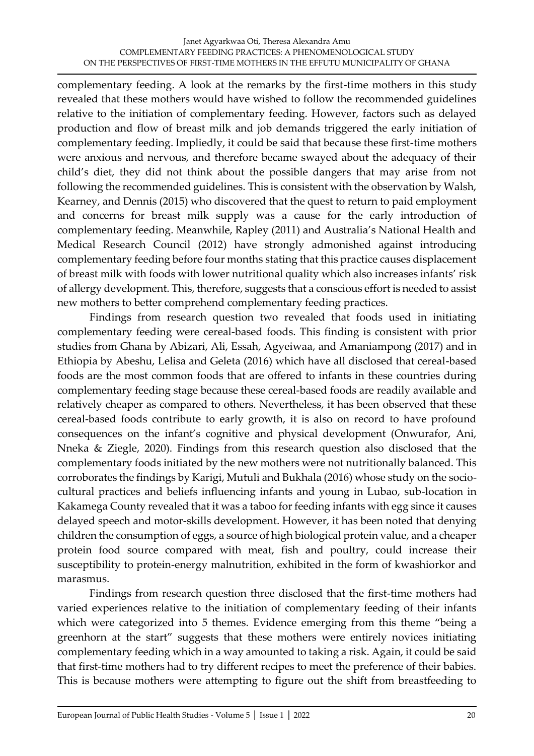complementary feeding. A look at the remarks by the first-time mothers in this study revealed that these mothers would have wished to follow the recommended guidelines relative to the initiation of complementary feeding. However, factors such as delayed production and flow of breast milk and job demands triggered the early initiation of complementary feeding. Impliedly, it could be said that because these first-time mothers were anxious and nervous, and therefore became swayed about the adequacy of their child's diet, they did not think about the possible dangers that may arise from not following the recommended guidelines. This is consistent with the observation by Walsh, Kearney, and Dennis (2015) who discovered that the quest to return to paid employment and concerns for breast milk supply was a cause for the early introduction of complementary feeding. Meanwhile, Rapley (2011) and Australia's National Health and Medical Research Council (2012) have strongly admonished against introducing complementary feeding before four months stating that this practice causes displacement of breast milk with foods with lower nutritional quality which also increases infants' risk of allergy development. This, therefore, suggests that a conscious effort is needed to assist new mothers to better comprehend complementary feeding practices.

Findings from research question two revealed that foods used in initiating complementary feeding were cereal-based foods. This finding is consistent with prior studies from Ghana by Abizari, Ali, Essah, Agyeiwaa, and Amaniampong (2017) and in Ethiopia by Abeshu, Lelisa and Geleta (2016) which have all disclosed that cereal-based foods are the most common foods that are offered to infants in these countries during complementary feeding stage because these cereal-based foods are readily available and relatively cheaper as compared to others. Nevertheless, it has been observed that these cereal-based foods contribute to early growth, it is also on record to have profound consequences on the infant's cognitive and physical development (Onwurafor, Ani, Nneka & Ziegle, 2020). Findings from this research question also disclosed that the complementary foods initiated by the new mothers were not nutritionally balanced. This corroborates the findings by Karigi, Mutuli and Bukhala (2016) whose study on the socio-cultural practices and beliefs influencing infants and young in Lubao, sub-location in Kakamega County revealed that it was a taboo for feeding infants with egg since it causes delayed speech and motor-skills development. However, it has been noted that denying children the consumption of eggs, a source of high biological protein value, and a cheaper protein food source compared with meat, fish and poultry, could increase their susceptibility to protein-energy malnutrition, exhibited in the form of kwashiorkor and marasmus.

Findings from research question three disclosed that the first-time mothers had varied experiences relative to the initiation of complementary feeding of their infants which were categorized into 5 themes. Evidence emerging from this theme "being a greenhorn at the start" suggests that these mothers were entirely novices initiating complementary feeding which in a way amounted to taking a risk. Again, it could be said that first-time mothers had to try different recipes to meet the preference of their babies. This is because mothers were attempting to figure out the shift from breastfeeding to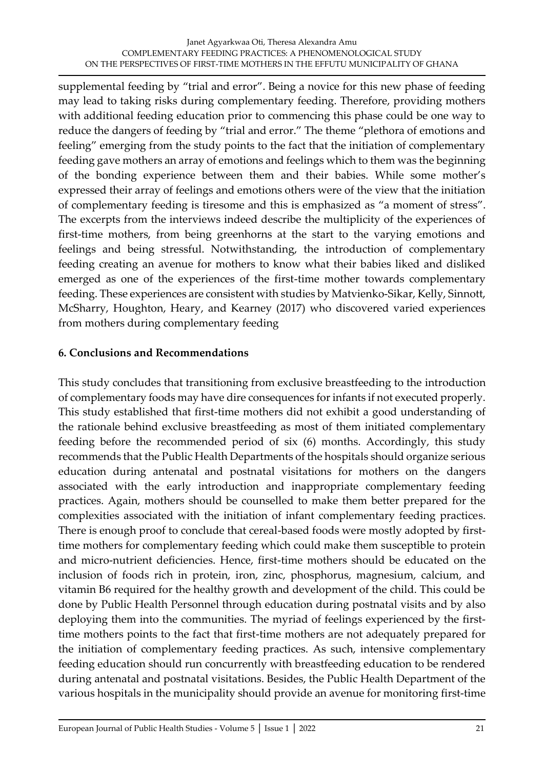supplemental feeding by "trial and error". Being a novice for this new phase of feeding may lead to taking risks during complementary feeding. Therefore, providing mothers with additional feeding education prior to commencing this phase could be one way to reduce the dangers of feeding by "trial and error." The theme "plethora of emotions and feeling" emerging from the study points to the fact that the initiation of complementary feeding gave mothers an array of emotions and feelings which to them was the beginning of the bonding experience between them and their babies. While some mother's expressed their array of feelings and emotions others were of the view that the initiation of complementary feeding is tiresome and this is emphasized as "a moment of stress". The excerpts from the interviews indeed describe the multiplicity of the experiences of first-time mothers, from being greenhorns at the start to the varying emotions and feelings and being stressful. Notwithstanding, the introduction of complementary feeding creating an avenue for mothers to know what their babies liked and disliked emerged as one of the experiences of the first-time mother towards complementary feeding. These experiences are consistent with studies by Matvienko-Sikar, Kelly, Sinnott, McSharry, Houghton, Heary, and Kearney (2017) who discovered varied experiences from mothers during complementary feeding

## 6. Conclusions and Recommendations

This study concludes that transitioning from exclusive breastfeeding to the introduction of complementary foods may have dire consequences for infants if not executed properly. This study established that first-time mothers did not exhibit a good understanding of the rationale behind exclusive breastfeeding as most of them initiated complementary feeding before the recommended period of six (6) months. Accordingly, this study recommends that the Public Health Departments of the hospitals should organize serious education during antenatal and postnatal visitations for mothers on the dangers associated with the early introduction and inappropriate complementary feeding practices. Again, mothers should be counselled to make them better prepared for the complexities associated with the initiation of infant complementary feeding practices. There is enough proof to conclude that cereal-based foods were mostly adopted by first-time mothers for complementary feeding which could make them susceptible to protein and micro-nutrient deficiencies. Hence, first-time mothers should be educated on the inclusion of foods rich in protein, iron, zinc, phosphorus, magnesium, calcium, and vitamin B6 required for the healthy growth and development of the child. This could be done by Public Health Personnel through education during postnatal visits and by also deploying them into the communities. The myriad of feelings experienced by the first-time mothers points to the fact that first-time mothers are not adequately prepared for the initiation of complementary feeding practices. As such, intensive complementary feeding education should run concurrently with breastfeeding education to be rendered during antenatal and postnatal visitations. Besides, the Public Health Department of the various hospitals in the municipality should provide an avenue for monitoring first-time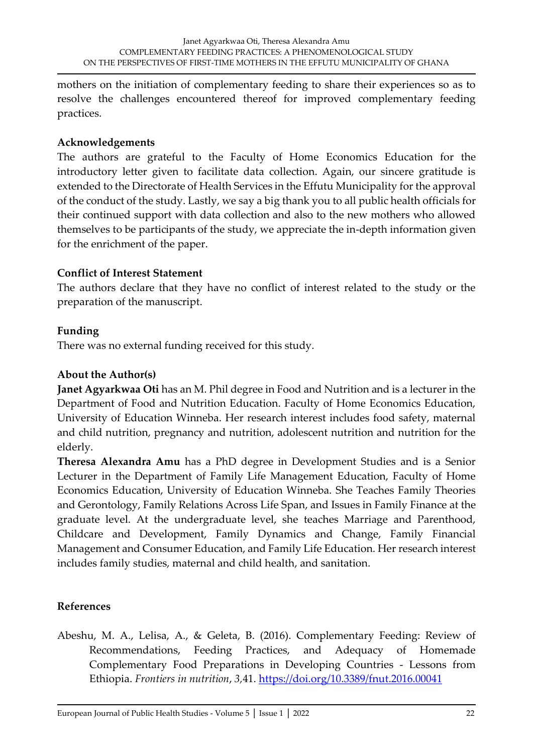mothers on the initiation of complementary feeding to share their experiences so as to resolve the challenges encountered thereof for improved complementary feeding practices.

### Acknowledgements

The authors are grateful to the Faculty of Home Economics Education for the introductory letter given to facilitate data collection. Again, our sincere gratitude is extended to the Directorate of Health Services in the Effutu Municipality for the approval of the conduct of the study. Lastly, we say a big thank you to all public health officials for their continued support with data collection and also to the new mothers who allowed themselves to be participants of the study, we appreciate the in-depth information given for the enrichment of the paper.

### Conflict of Interest Statement

The authors declare that they have no conflict of interest related to the study or the preparation of the manuscript.

### Funding

There was no external funding received for this study.

### About the Author(s)

**Janet Agyarkwaa Oti** has an M. Phil degree in Food and Nutrition and is a lecturer in the Department of Food and Nutrition Education. Faculty of Home Economics Education, University of Education Winneba. Her research interest includes food safety, maternal and child nutrition, pregnancy and nutrition, adolescent nutrition and nutrition for the elderly.

**Theresa Alexandra Amu** has a PhD degree in Development Studies and is a Senior Lecturer in the Department of Family Life Management Education, Faculty of Home Economics Education, University of Education Winneba. She Teaches Family Theories and Gerontology, Family Relations Across Life Span, and Issues in Family Finance at the graduate level. At the undergraduate level, she teaches Marriage and Parenthood, Childcare and Development, Family Dynamics and Change, Family Financial Management and Consumer Education, and Family Life Education. Her research interest includes family studies, maternal and child health, and sanitation.

### References

Abeshu, M. A., Lelisa, A., & Geleta, B. (2016). Complementary Feeding: Review of Recommendations, Feeding Practices, and Adequacy of Homemade Complementary Food Preparations in Developing Countries - Lessons from Ethiopia. *Frontiers in nutrition*, *3*,41. https://doi.org/10.3389/fnut.2016.00041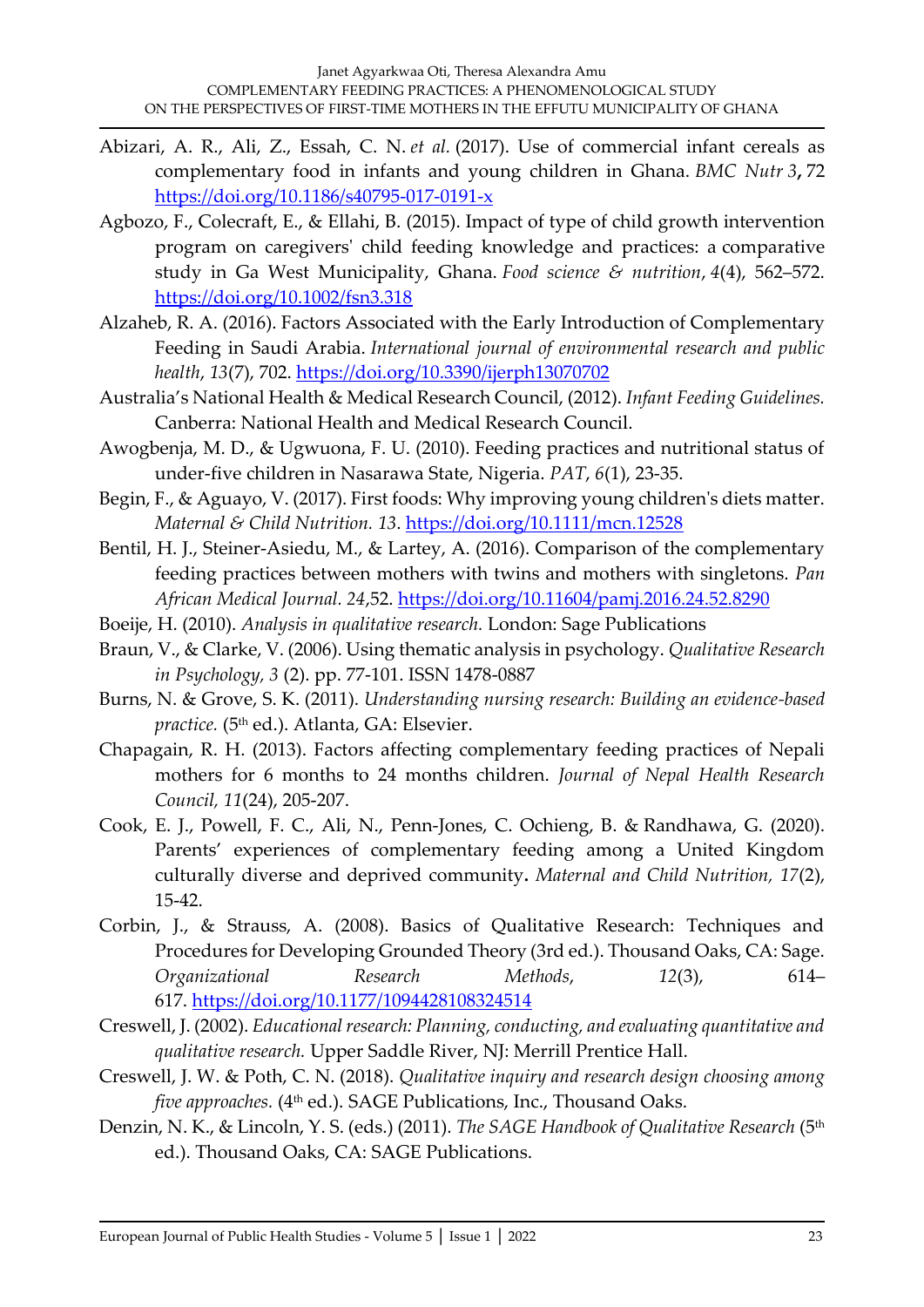Abizari, A. R., Ali, Z., Essah, C. N. *et al*. (2017). Use of commercial infant cereals as complementary food in infants and young children in Ghana. *BMC Nutr 3*, 72 https://doi.org/10.1186/s40795-017-0191-x

Agbozo, F., Colecraft, E., & Ellahi, B. (2015). Impact of type of child growth intervention program on caregivers' child feeding knowledge and practices: a comparative study in Ga West Municipality, Ghana. *Food science & nutrition*, *4*(4), 562–572. https://doi.org/10.1002/fsn3.318

Alzaheb, R. A. (2016). Factors Associated with the Early Introduction of Complementary Feeding in Saudi Arabia. *International journal of environmental research and public health*, *13*(7), 702. https://doi.org/10.3390/ijerph13070702

Australia's National Health & Medical Research Council, (2012). *Infant Feeding Guidelines.* Canberra: National Health and Medical Research Council.

Awogbenja, M. D., & Ugwuona, F. U. (2010). Feeding practices and nutritional status of under-five children in Nasarawa State, Nigeria. *PAT*, *6*(1), 23-35.

Begin, F., & Aguayo, V. (2017). First foods: Why improving young children's diets matter. *Maternal & Child Nutrition. 13.* https://doi.org/10.1111/mcn.12528

Bentil, H. J., Steiner-Asiedu, M., & Lartey, A. (2016). Comparison of the complementary feeding practices between mothers with twins and mothers with singletons. *Pan African Medical Journal. 24*,52. https://doi.org/10.11604/pamj.2016.24.52.8290

Boeije, H. (2010). *Analysis in qualitative research.* London: Sage Publications

Braun, V., & Clarke, V. (2006). Using thematic analysis in psychology. *Qualitative Research in Psychology, 3* (2). pp. 77-101. ISSN 1478-0887

Burns, N. & Grove, S. K. (2011). *Understanding nursing research: Building an evidence-based practice.* (5th ed.). Atlanta, GA: Elsevier.

Chapagain, R. H. (2013). Factors affecting complementary feeding practices of Nepali mothers for 6 months to 24 months children. *Journal of Nepal Health Research Council, 11*(24), 205-207.

Cook, E. J., Powell, F. C., Ali, N., Penn-Jones, C. Ochieng, B. & Randhawa, G. (2020). Parents' experiences of complementary feeding among a United Kingdom culturally diverse and deprived community. *Maternal and Child Nutrition, 17*(2), 15-42.

Corbin, J., & Strauss, A. (2008). Basics of Qualitative Research: Techniques and Procedures for Developing Grounded Theory (3rd ed.). Thousand Oaks, CA: Sage. *Organizational Research Methods*, *12*(3), 614–617. https://doi.org/10.1177/1094428108324514

Creswell, J. (2002). *Educational research: Planning, conducting, and evaluating quantitative and qualitative research.* Upper Saddle River, NJ: Merrill Prentice Hall.

Creswell, J. W. & Poth, C. N. (2018). *Qualitative inquiry and research design choosing among five approaches.* (4th ed.). SAGE Publications, Inc., Thousand Oaks.

Denzin, N. K., & Lincoln, Y. S. (eds.) (2011). *The SAGE Handbook of Qualitative Research* (5th ed.). Thousand Oaks, CA: SAGE Publications.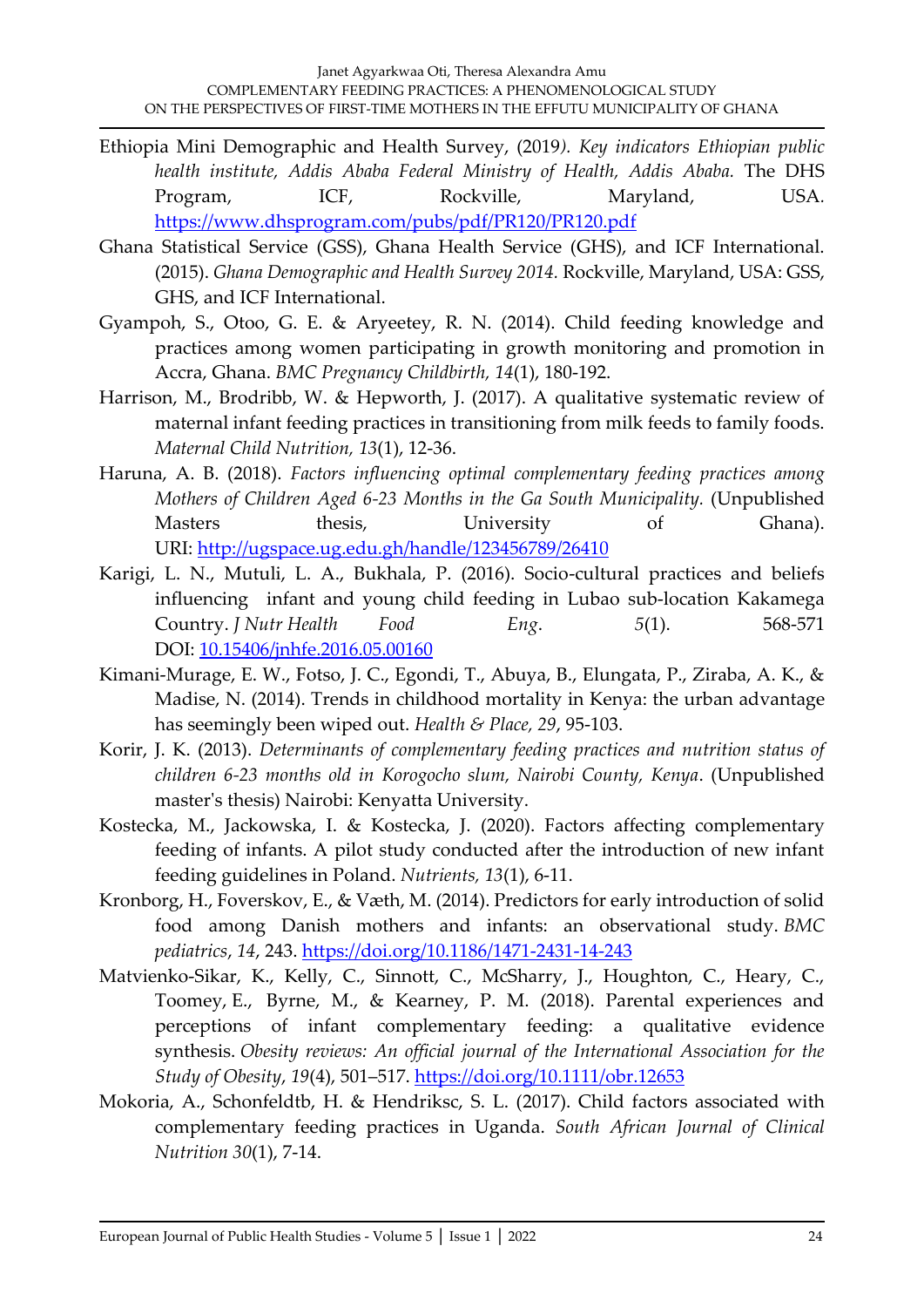Ethiopia Mini Demographic and Health Survey, (2019*). Key indicators Ethiopian public health institute, Addis Ababa Federal Ministry of Health, Addis Ababa.* The DHS Program, ICF, Rockville, Maryland, USA. https://www.dhsprogram.com/pubs/pdf/PR120/PR120.pdf

Ghana Statistical Service (GSS), Ghana Health Service (GHS), and ICF International. (2015). *Ghana Demographic and Health Survey 2014.* Rockville, Maryland, USA: GSS, GHS, and ICF International.

Gyampoh, S., Otoo, G. E. & Aryeetey, R. N. (2014). Child feeding knowledge and practices among women participating in growth monitoring and promotion in Accra, Ghana. *BMC Pregnancy Childbirth, 14*(1), 180-192.

Harrison, M., Brodribb, W. & Hepworth, J. (2017). A qualitative systematic review of maternal infant feeding practices in transitioning from milk feeds to family foods. *Maternal Child Nutrition, 13*(1), 12-36.

Haruna, A. B. (2018). *Factors influencing optimal complementary feeding practices among Mothers of Children Aged 6-23 Months in the Ga South Municipality.* (Unpublished Masters thesis, University of Ghana). URI: http://ugspace.ug.edu.gh/handle/123456789/26410

Karigi, L. N., Mutuli, L. A., Bukhala, P. (2016). Socio-cultural practices and beliefs influencing infant and young child feeding in Lubao sub-location Kakamega Country. *J Nutr Health Food Eng*. *5*(1). 568-571 DOI: 10.15406/jnhfe.2016.05.00160

Kimani-Murage, E. W., Fotso, J. C., Egondi, T., Abuya, B., Elungata, P., Ziraba, A. K., & Madise, N. (2014). Trends in childhood mortality in Kenya: the urban advantage has seemingly been wiped out. *Health & Place, 29*, 95-103.

Korir, J. K. (2013). *Determinants of complementary feeding practices and nutrition status of children 6-23 months old in Korogocho slum, Nairobi County, Kenya*. (Unpublished master's thesis) Nairobi: Kenyatta University.

Kostecka, M., Jackowska, I. & Kostecka, J. (2020). Factors affecting complementary feeding of infants. A pilot study conducted after the introduction of new infant feeding guidelines in Poland. *Nutrients, 13*(1), 6-11.

Kronborg, H., Foverskov, E., & Væth, M. (2014). Predictors for early introduction of solid food among Danish mothers and infants: an observational study. *BMC pediatrics*, *14*, 243. https://doi.org/10.1186/1471-2431-14-243

Matvienko-Sikar, K., Kelly, C., Sinnott, C., McSharry, J., Houghton, C., Heary, C., Toomey, E., Byrne, M., & Kearney, P. M. (2018). Parental experiences and perceptions of infant complementary feeding: a qualitative evidence synthesis. *Obesity reviews: An official journal of the International Association for the Study of Obesity*, *19*(4), 501–517. https://doi.org/10.1111/obr.12653

Mokoria, A., Schonfeldtb, H. & Hendriksc, S. L. (2017). Child factors associated with complementary feeding practices in Uganda. *South African Journal of Clinical Nutrition 30*(1), 7-14.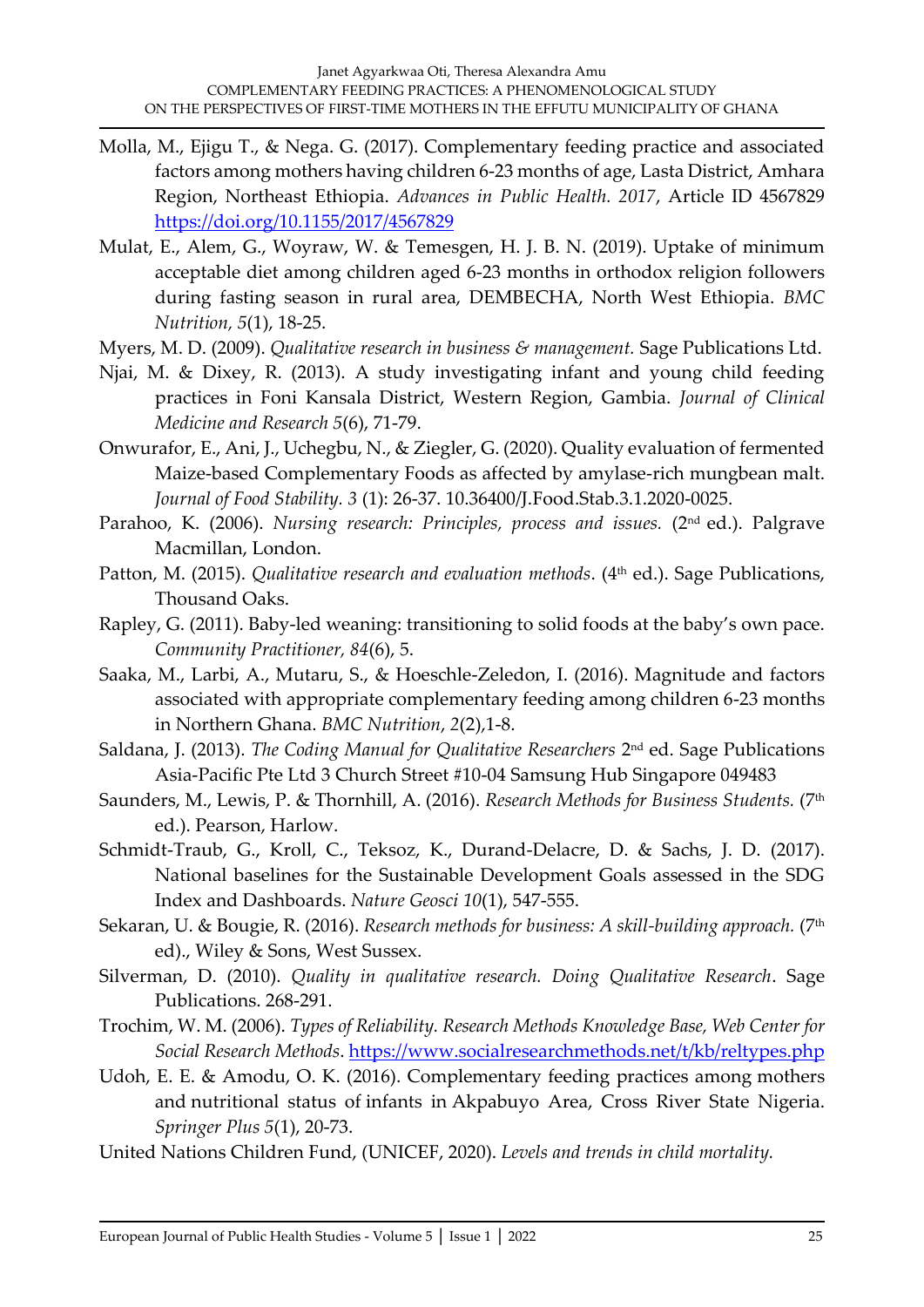Molla, M., Ejigu T., & Nega. G. (2017). Complementary feeding practice and associated factors among mothers having children 6-23 months of age, Lasta District, Amhara Region, Northeast Ethiopia. *Advances in Public Health. 2017*, Article ID 4567829 https://doi.org/10.1155/2017/4567829

Mulat, E., Alem, G., Woyraw, W. & Temesgen, H. J. B. N. (2019). Uptake of minimum acceptable diet among children aged 6-23 months in orthodox religion followers during fasting season in rural area, DEMBECHA, North West Ethiopia. *BMC Nutrition, 5*(1), 18-25.

Myers, M. D. (2009). *Qualitative research in business & management.* Sage Publications Ltd.

Njai, M. & Dixey, R. (2013). A study investigating infant and young child feeding practices in Foni Kansala District, Western Region, Gambia. *Journal of Clinical Medicine and Research 5*(6), 71-79.

Onwurafor, E., Ani, J., Uchegbu, N., & Ziegler, G. (2020). Quality evaluation of fermented Maize-based Complementary Foods as affected by amylase-rich mungbean malt. *Journal of Food Stability. 3* (1): 26-37. 10.36400/J.Food.Stab.3.1.2020-0025.

Parahoo, K. (2006). *Nursing research: Principles, process and issues.* (2nd ed.). Palgrave Macmillan, London.

Patton, M. (2015). *Qualitative research and evaluation methods*. (4th ed.). Sage Publications, Thousand Oaks.

Rapley, G. (2011). Baby-led weaning: transitioning to solid foods at the baby's own pace. *Community Practitioner, 84*(6), 5.

Saaka, M., Larbi, A., Mutaru, S., & Hoeschle-Zeledon, I. (2016). Magnitude and factors associated with appropriate complementary feeding among children 6-23 months in Northern Ghana. *BMC Nutrition*, *2*(2),1-8.

Saldana, J. (2013). *The Coding Manual for Qualitative Researchers* 2nd ed. Sage Publications Asia-Pacific Pte Ltd 3 Church Street #10-04 Samsung Hub Singapore 049483

Saunders, M., Lewis, P. & Thornhill, A. (2016). *Research Methods for Business Students.* (7th ed.). Pearson, Harlow.

Schmidt-Traub, G., Kroll, C., Teksoz, K., Durand-Delacre, D. & Sachs, J. D. (2017). National baselines for the Sustainable Development Goals assessed in the SDG Index and Dashboards. *Nature Geosci 10*(1), 547-555.

Sekaran, U. & Bougie, R. (2016). *Research methods for business: A skill-building approach.* (7th ed)., Wiley & Sons, West Sussex.

Silverman, D. (2010). *Quality in qualitative research. Doing Qualitative Research*. Sage Publications. 268-291.

Trochim, W. M. (2006). *Types of Reliability. Research Methods Knowledge Base, Web Center for Social Research Methods*. https://www.socialresearchmethods.net/t/kb/reltypes.php

Udoh, E. E. & Amodu, O. K. (2016). Complementary feeding practices among mothers and nutritional status of infants in Akpabuyo Area, Cross River State Nigeria. *Springer Plus 5*(1), 20-73.

United Nations Children Fund, (UNICEF, 2020). *Levels and trends in child mortality.*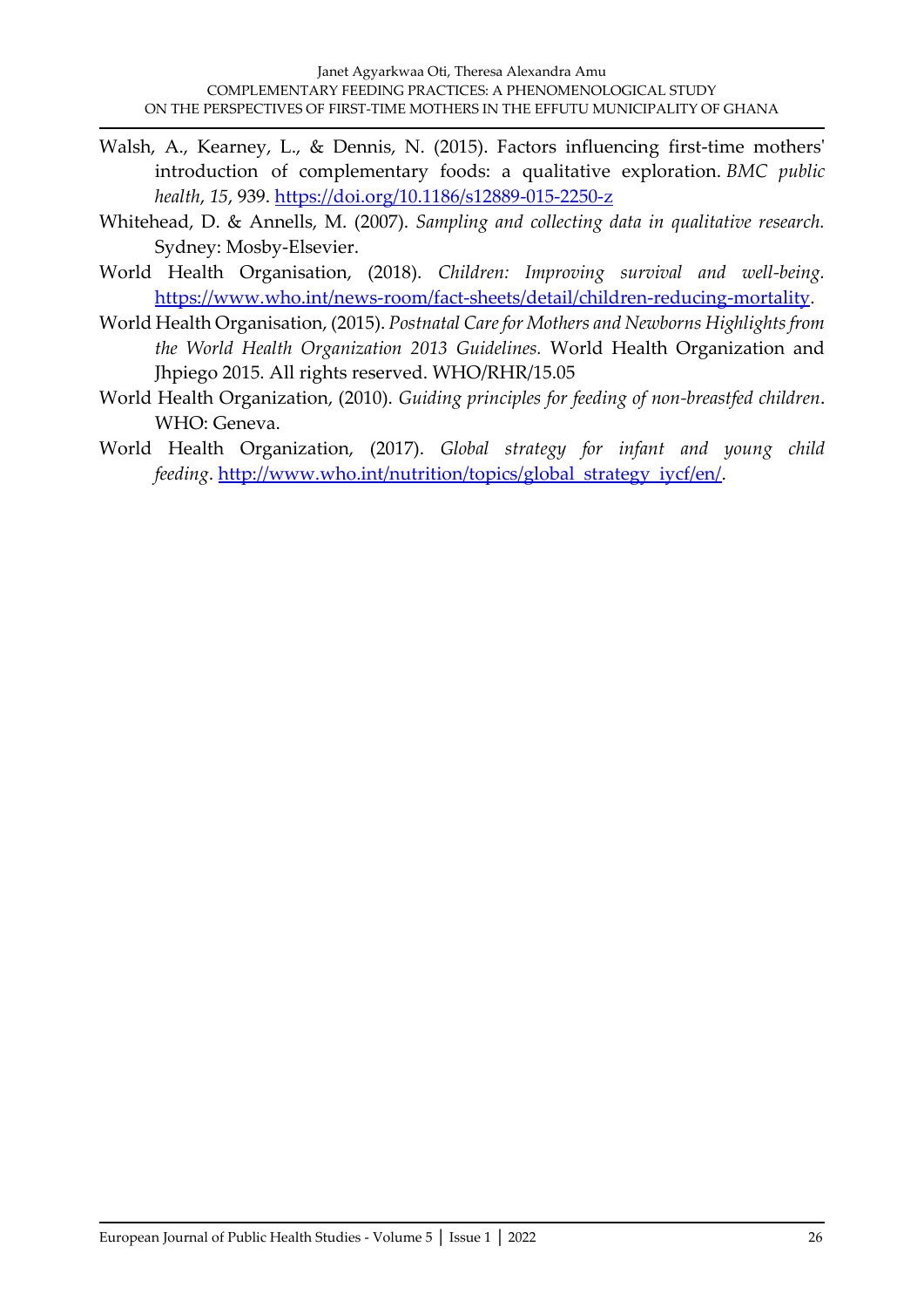Walsh, A., Kearney, L., & Dennis, N. (2015). Factors influencing first-time mothers' introduction of complementary foods: a qualitative exploration. *BMC public health*, *15*, 939. https://doi.org/10.1186/s12889-015-2250-z

Whitehead, D. & Annells, M. (2007). *Sampling and collecting data in qualitative research.* Sydney: Mosby-Elsevier.

World Health Organisation, (2018). *Children: Improving survival and well-being.* https://www.who.int/news-room/fact-sheets/detail/children-reducing-mortality.

World Health Organisation, (2015). *Postnatal Care for Mothers and Newborns Highlights from the World Health Organization 2013 Guidelines.* World Health Organization and Jhpiego 2015. All rights reserved. WHO/RHR/15.05

World Health Organization, (2010). *Guiding principles for feeding of non-breastfed children*. WHO: Geneva.

World Health Organization, (2017). *Global strategy for infant and young child feeding*. http://www.who.int/nutrition/topics/global_strategy_iycf/en/.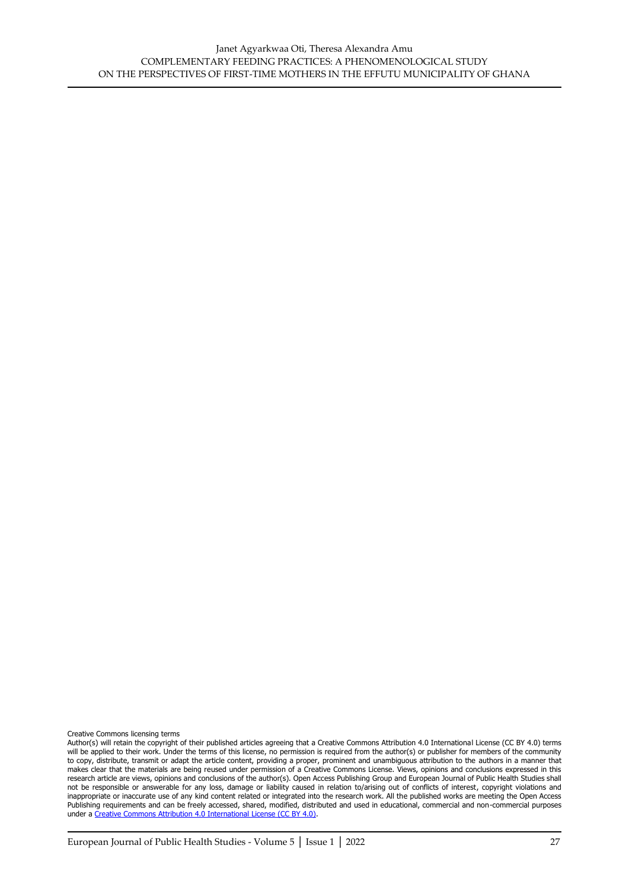Creative Commons licensing terms

Author(s) will retain the copyright of their published articles agreeing that a Creative Commons Attribution 4.0 International License (CC BY 4.0) terms will be applied to their work. Under the terms of this license, no permission is required from the author(s) or publisher for members of the community to copy, distribute, transmit or adapt the article content, providing a proper, prominent and unambiguous attribution to the authors in a manner that makes clear that the materials are being reused under permission of a Creative Commons License. Views, opinions and conclusions expressed in this research article are views, opinions and conclusions of the author(s). Open Access Publishing Group and European Journal of Public Health Studies shall not be responsible or answerable for any loss, damage or liability caused in relation to/arising out of conflicts of interest, copyright violations and inappropriate or inaccurate use of any kind content related or integrated into the research work. All the published works are meeting the Open Access Publishing requirements and can be freely accessed, shared, modified, distributed and used in educational, commercial and non-commercial purposes under a Creative Commons Attribution 4.0 International License (CC BY 4.0).